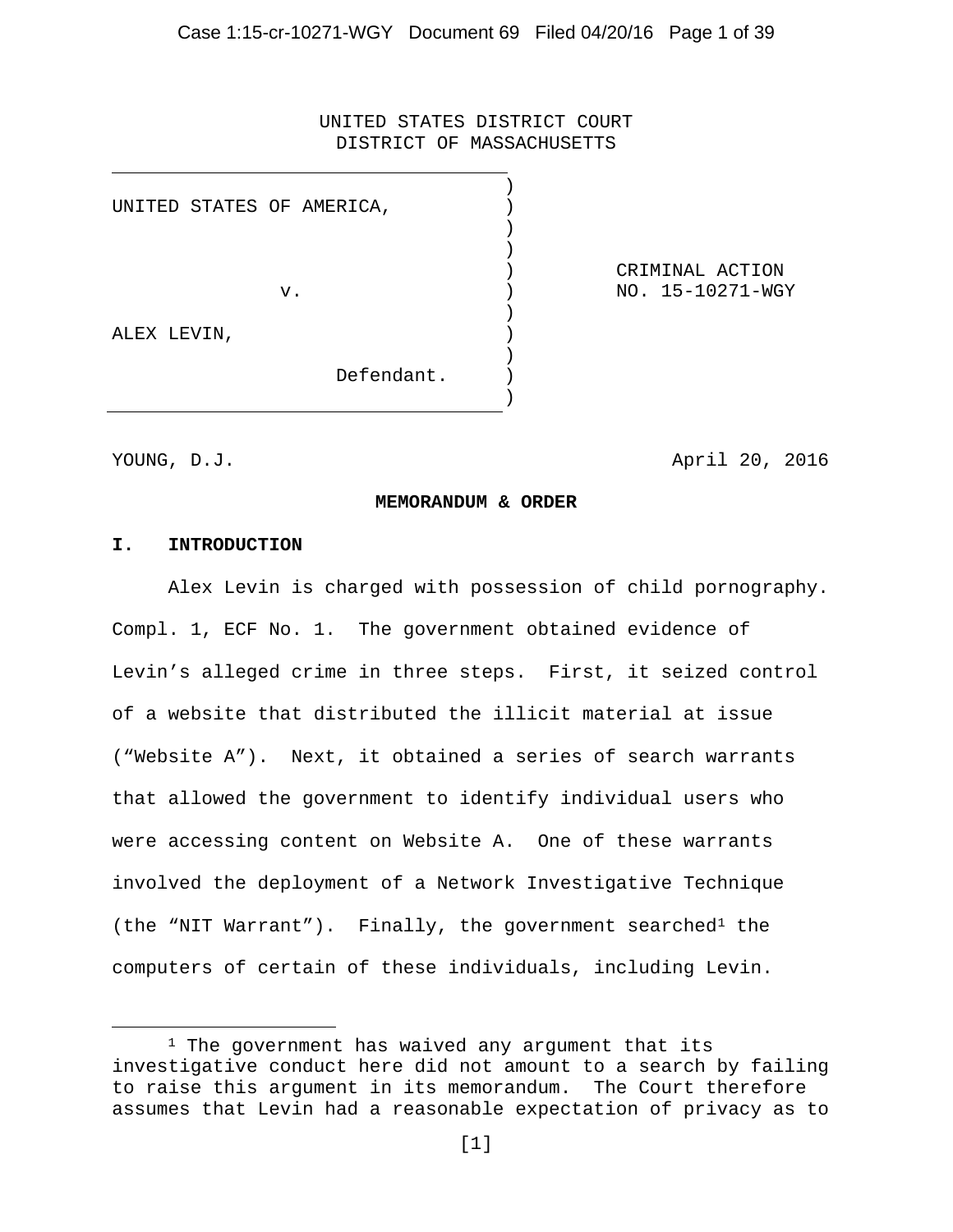UNITED STATES DISTRICT COURT
DISTRICT OF MASSACHUSETTS

| | | |
|---|---|---|
| UNITED STATES OF AMERICA, | ) | |
| v. | ) | CRIMINAL ACTION NO. 15-10271-WGY |
| ALEX LEVIN, Defendant. | ) | |

YOUNG, D.J. April 20, 2016

**MEMORANDUM & ORDER**

## I. INTRODUCTION

Alex Levin is charged with possession of child pornography. Compl. 1, ECF No. 1. The government obtained evidence of Levin's alleged crime in three steps. First, it seized control of a website that distributed the illicit material at issue ("Website A"). Next, it obtained a series of search warrants that allowed the government to identify individual users who were accessing content on Website A. One of these warrants involved the deployment of a Network Investigative Technique (the "NIT Warrant"). Finally, the government searched[1] the computers of certain of these individuals, including Levin.

[1] The government has waived any argument that its investigative conduct here did not amount to a search by failing to raise this argument in its memorandum. The Court therefore assumes that Levin had a reasonable expectation of privacy as to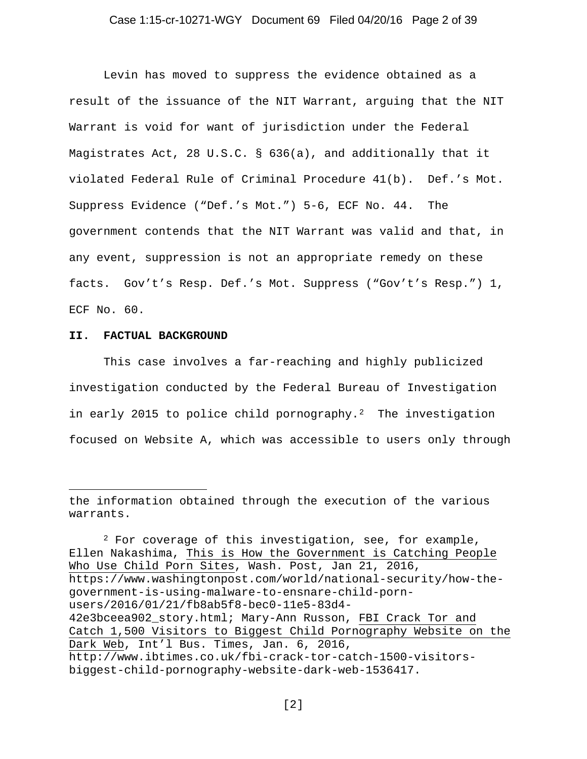Levin has moved to suppress the evidence obtained as a result of the issuance of the NIT Warrant, arguing that the NIT Warrant is void for want of jurisdiction under the Federal Magistrates Act, 28 U.S.C. § 636(a), and additionally that it violated Federal Rule of Criminal Procedure 41(b). Def.'s Mot. Suppress Evidence ("Def.'s Mot.") 5-6, ECF No. 44. The government contends that the NIT Warrant was valid and that, in any event, suppression is not an appropriate remedy on these facts. Gov't's Resp. Def.'s Mot. Suppress ("Gov't's Resp.") 1, ECF No. 60.

## II. FACTUAL BACKGROUND

This case involves a far-reaching and highly publicized investigation conducted by the Federal Bureau of Investigation in early 2015 to police child pornography.[2] The investigation focused on Website A, which was accessible to users only through

---

the information obtained through the execution of the various warrants.

[2] For coverage of this investigation, see, for example, Ellen Nakashima, This is How the Government is Catching People Who Use Child Porn Sites, Wash. Post, Jan 21, 2016, https://www.washingtonpost.com/world/national-security/how-the-government-is-using-malware-to-ensnare-child-porn-users/2016/01/21/fb8ab5f8-bec0-11e5-83d4-42e3bceea902_story.html; Mary-Ann Russon, FBI Crack Tor and Catch 1,500 Visitors to Biggest Child Pornography Website on the Dark Web, Int'l Bus. Times, Jan. 6, 2016, http://www.ibtimes.co.uk/fbi-crack-tor-catch-1500-visitors-biggest-child-pornography-website-dark-web-1536417.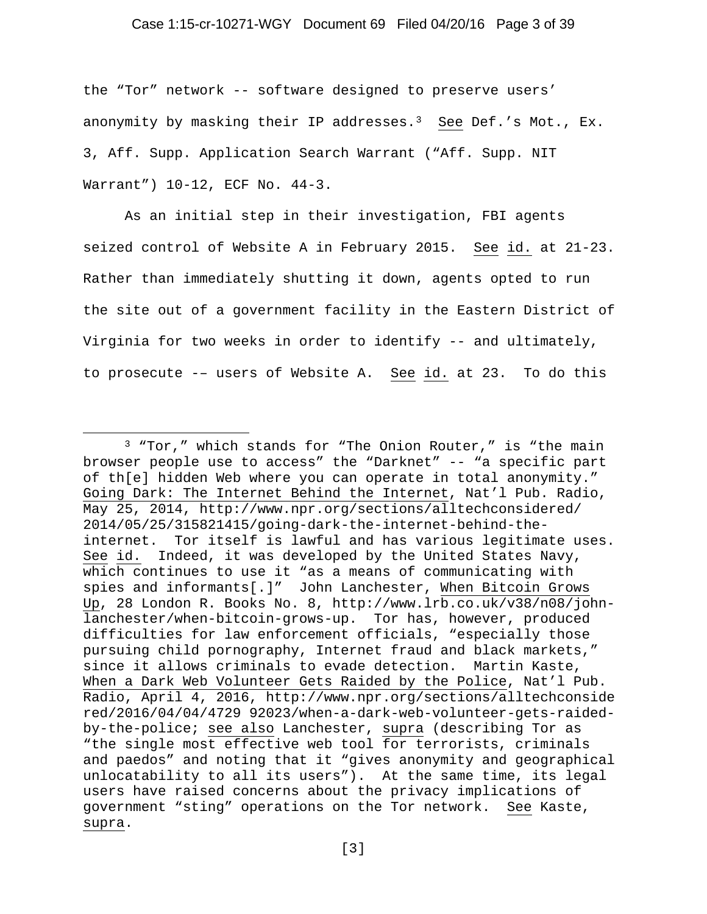the "Tor" network -- software designed to preserve users' anonymity by masking their IP addresses.[3] See Def.'s Mot., Ex. 3, Aff. Supp. Application Search Warrant ("Aff. Supp. NIT Warrant") 10-12, ECF No. 44-3.

As an initial step in their investigation, FBI agents seized control of Website A in February 2015. See id. at 21-23. Rather than immediately shutting it down, agents opted to run the site out of a government facility in the Eastern District of Virginia for two weeks in order to identify -- and ultimately, to prosecute -– users of Website A. See id. at 23. To do this

---

[3] "Tor," which stands for "The Onion Router," is "the main browser people use to access" the "Darknet" -- "a specific part of th[e] hidden Web where you can operate in total anonymity." Going Dark: The Internet Behind the Internet, Nat'l Pub. Radio, May 25, 2014, http://www.npr.org/sections/alltechconsidered/2014/05/25/315821415/going-dark-the-internet-behind-the-internet. Tor itself is lawful and has various legitimate uses. See id. Indeed, it was developed by the United States Navy, which continues to use it "as a means of communicating with spies and informants[.]" John Lanchester, When Bitcoin Grows Up, 28 London R. Books No. 8, http://www.lrb.co.uk/v38/n08/john-lanchester/when-bitcoin-grows-up. Tor has, however, produced difficulties for law enforcement officials, "especially those pursuing child pornography, Internet fraud and black markets," since it allows criminals to evade detection. Martin Kaste, When a Dark Web Volunteer Gets Raided by the Police, Nat'l Pub. Radio, April 4, 2016, http://www.npr.org/sections/alltechconsidered/2016/04/04/4729 92023/when-a-dark-web-volunteer-gets-raided-by-the-police; see also Lanchester, supra (describing Tor as "the single most effective web tool for terrorists, criminals and paedos" and noting that it "gives anonymity and geographical unlocatability to all its users"). At the same time, its legal users have raised concerns about the privacy implications of government "sting" operations on the Tor network. See Kaste, supra.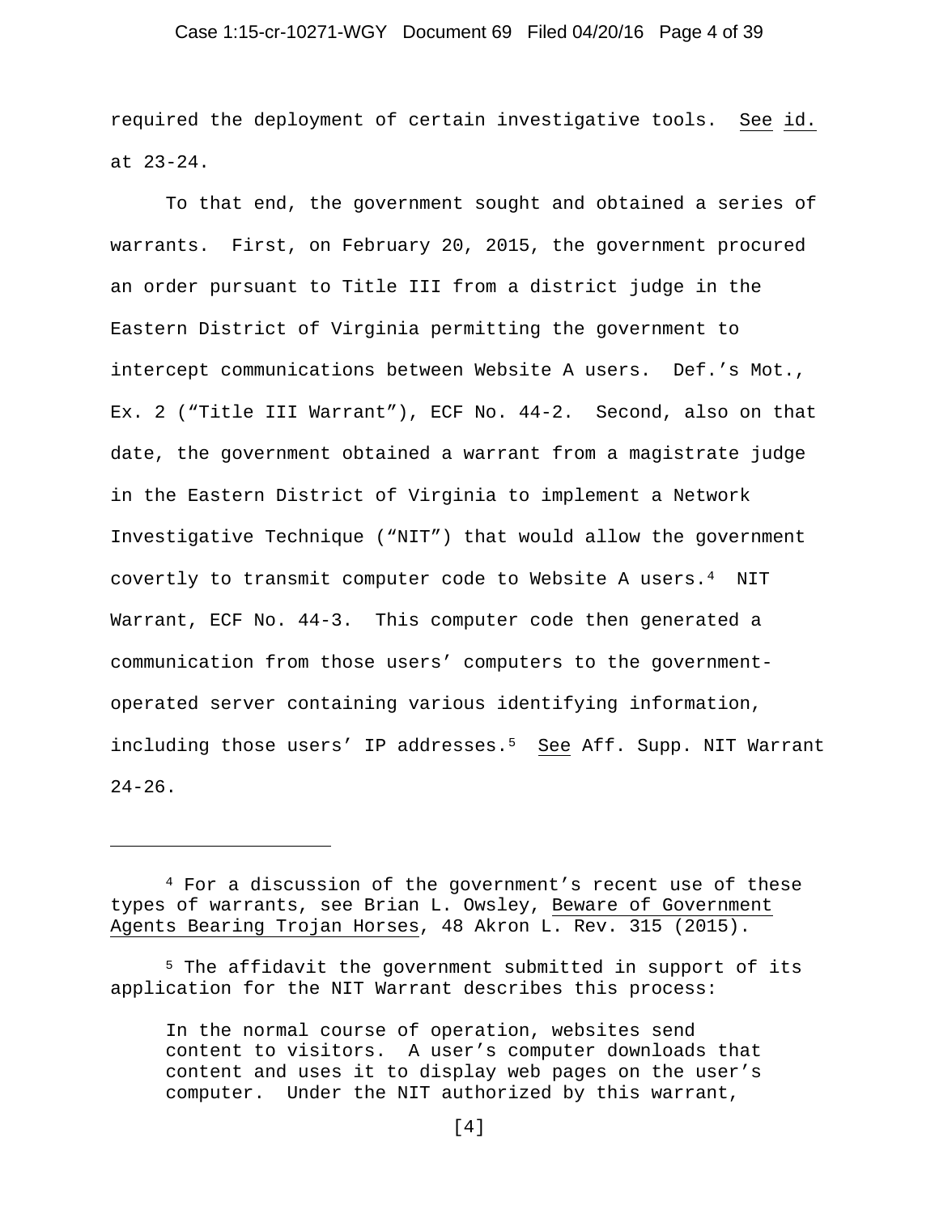required the deployment of certain investigative tools. See id. at 23-24.

To that end, the government sought and obtained a series of warrants. First, on February 20, 2015, the government procured an order pursuant to Title III from a district judge in the Eastern District of Virginia permitting the government to intercept communications between Website A users. Def.'s Mot., Ex. 2 ("Title III Warrant"), ECF No. 44-2. Second, also on that date, the government obtained a warrant from a magistrate judge in the Eastern District of Virginia to implement a Network Investigative Technique ("NIT") that would allow the government covertly to transmit computer code to Website A users.[4] NIT Warrant, ECF No. 44-3. This computer code then generated a communication from those users' computers to the government-operated server containing various identifying information, including those users' IP addresses.[5] See Aff. Supp. NIT Warrant 24-26.

---

[4] For a discussion of the government's recent use of these types of warrants, see Brian L. Owsley, Beware of Government Agents Bearing Trojan Horses, 48 Akron L. Rev. 315 (2015).

[5] The affidavit the government submitted in support of its application for the NIT Warrant describes this process:

> In the normal course of operation, websites send content to visitors. A user's computer downloads that content and uses it to display web pages on the user's computer. Under the NIT authorized by this warrant,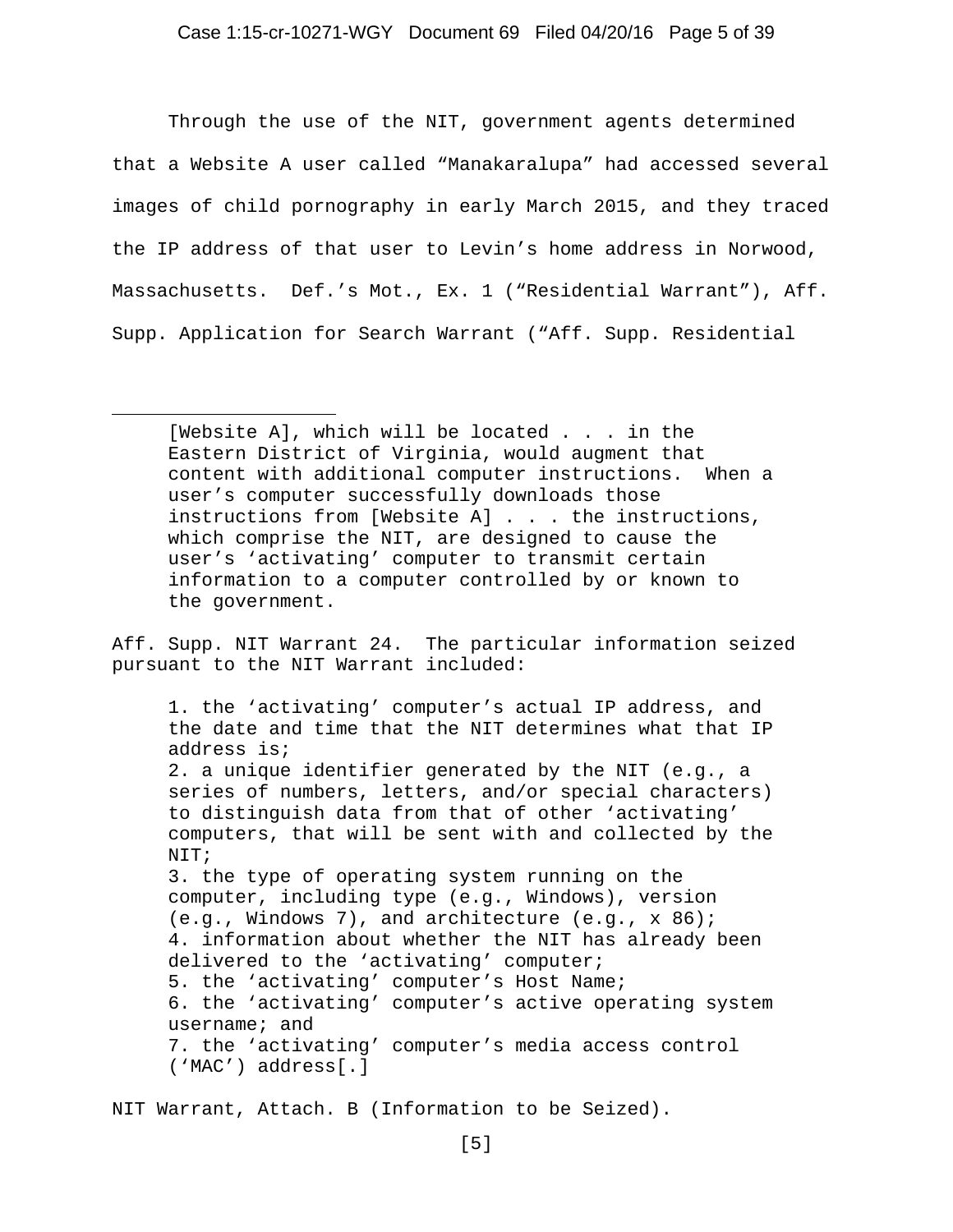Through the use of the NIT, government agents determined that a Website A user called "Manakaralupa" had accessed several images of child pornography in early March 2015, and they traced the IP address of that user to Levin's home address in Norwood, Massachusetts. Def.'s Mot., Ex. 1 ("Residential Warrant"), Aff. Supp. Application for Search Warrant ("Aff. Supp. Residential

---

> [Website A], which will be located . . . in the Eastern District of Virginia, would augment that content with additional computer instructions. When a user's computer successfully downloads those instructions from [Website A] . . . the instructions, which comprise the NIT, are designed to cause the user's 'activating' computer to transmit certain information to a computer controlled by or known to the government.

Aff. Supp. NIT Warrant 24. The particular information seized pursuant to the NIT Warrant included:

> 1. the 'activating' computer's actual IP address, and the date and time that the NIT determines what that IP address is;
> 2. a unique identifier generated by the NIT (e.g., a series of numbers, letters, and/or special characters) to distinguish data from that of other 'activating' computers, that will be sent with and collected by the NIT;
> 3. the type of operating system running on the computer, including type (e.g., Windows), version (e.g., Windows 7), and architecture (e.g., x 86);
> 4. information about whether the NIT has already been delivered to the 'activating' computer;
> 5. the 'activating' computer's Host Name;
> 6. the 'activating' computer's active operating system username; and
> 7. the 'activating' computer's media access control ('MAC') address[.]

NIT Warrant, Attach. B (Information to be Seized).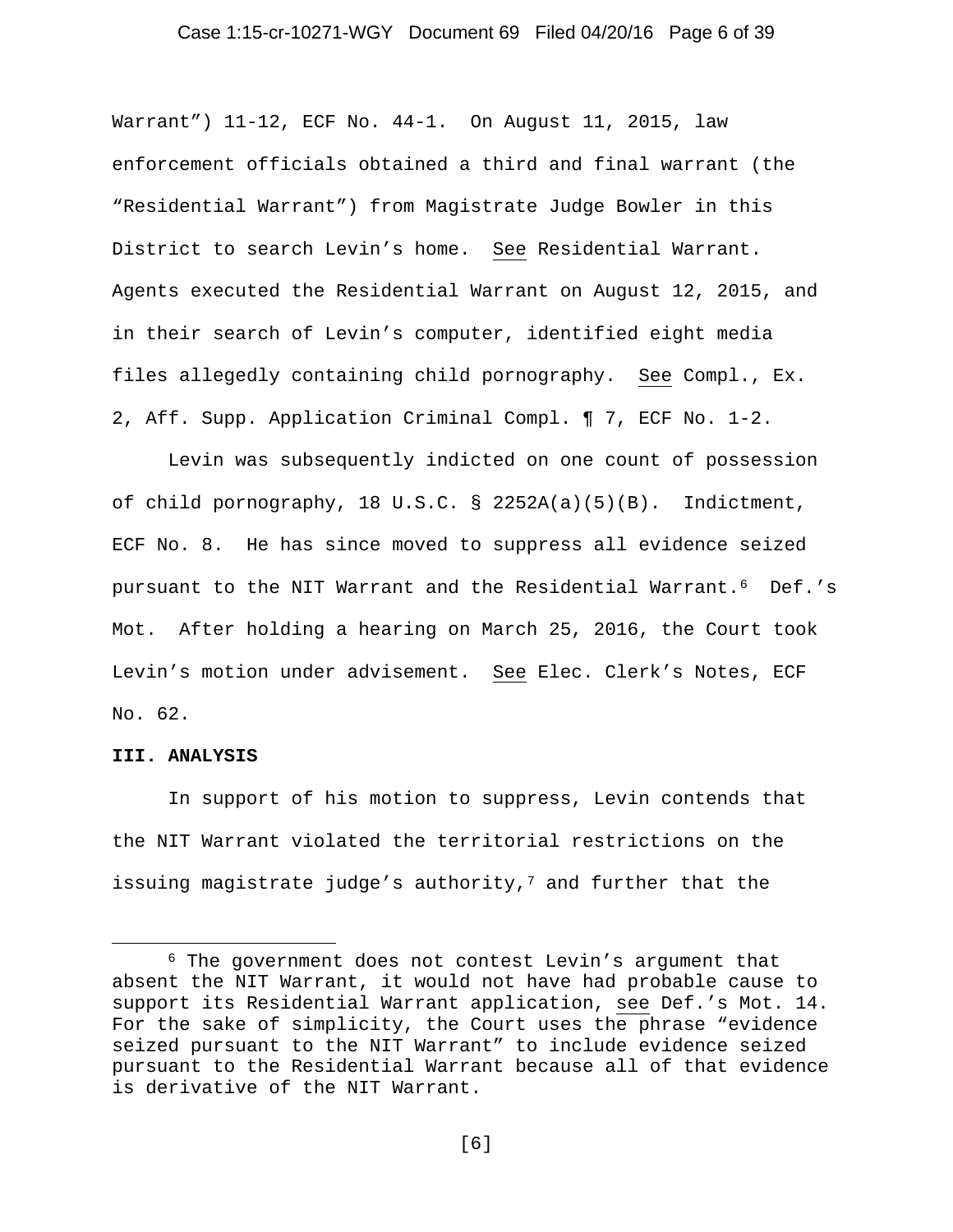Warrant") 11-12, ECF No. 44-1. On August 11, 2015, law enforcement officials obtained a third and final warrant (the "Residential Warrant") from Magistrate Judge Bowler in this District to search Levin's home. See Residential Warrant. Agents executed the Residential Warrant on August 12, 2015, and in their search of Levin's computer, identified eight media files allegedly containing child pornography. See Compl., Ex. 2, Aff. Supp. Application Criminal Compl. ¶ 7, ECF No. 1-2.

Levin was subsequently indicted on one count of possession of child pornography, 18 U.S.C. § 2252A(a)(5)(B). Indictment, ECF No. 8. He has since moved to suppress all evidence seized pursuant to the NIT Warrant and the Residential Warrant.[6] Def.'s Mot. After holding a hearing on March 25, 2016, the Court took Levin's motion under advisement. See Elec. Clerk's Notes, ECF No. 62.

**III. ANALYSIS**

In support of his motion to suppress, Levin contends that the NIT Warrant violated the territorial restrictions on the issuing magistrate judge's authority,[7] and further that the

[6] The government does not contest Levin's argument that absent the NIT Warrant, it would not have had probable cause to support its Residential Warrant application, see Def.'s Mot. 14. For the sake of simplicity, the Court uses the phrase "evidence seized pursuant to the NIT Warrant" to include evidence seized pursuant to the Residential Warrant because all of that evidence is derivative of the NIT Warrant.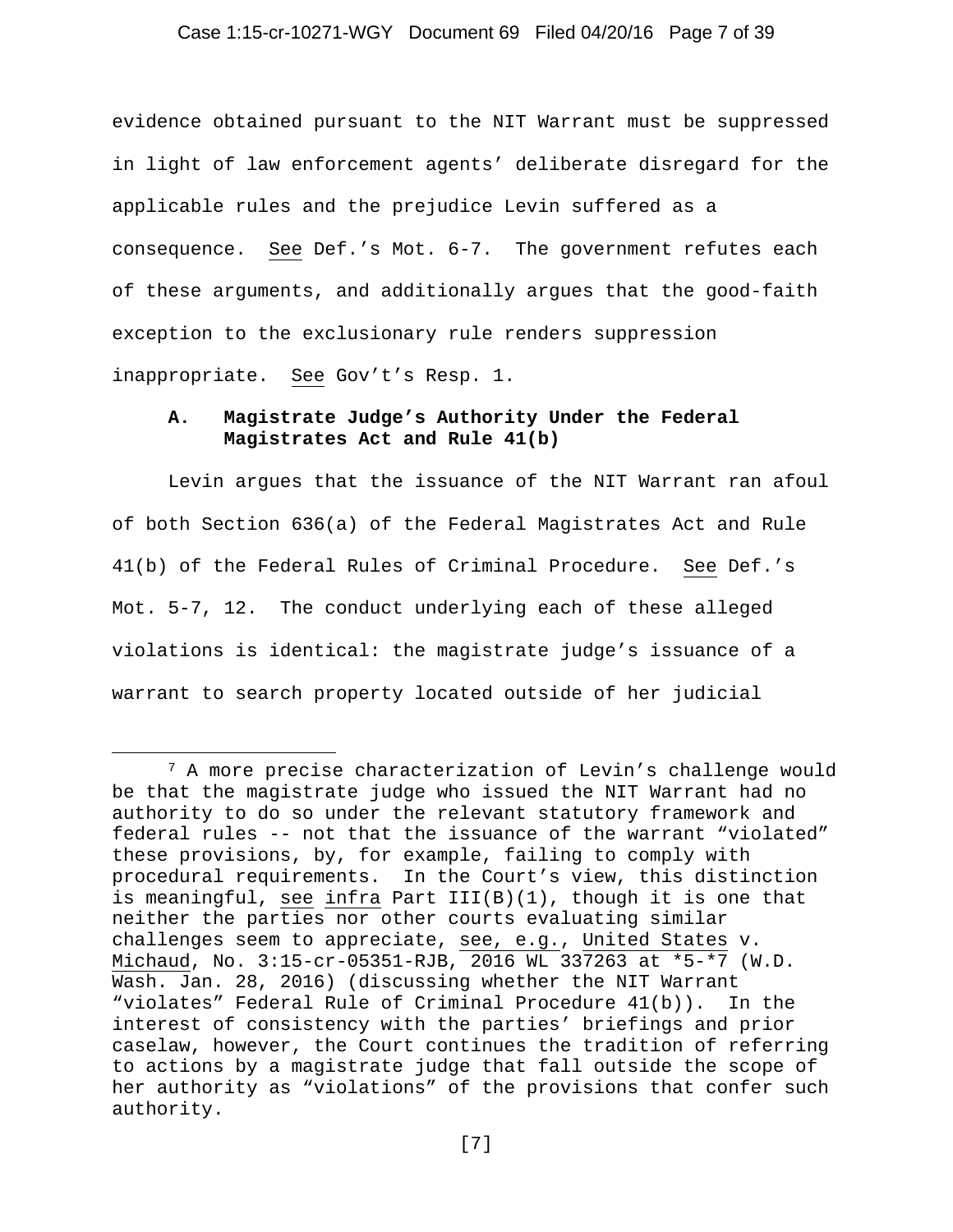evidence obtained pursuant to the NIT Warrant must be suppressed in light of law enforcement agents' deliberate disregard for the applicable rules and the prejudice Levin suffered as a consequence. See Def.'s Mot. 6-7. The government refutes each of these arguments, and additionally argues that the good-faith exception to the exclusionary rule renders suppression inappropriate. See Gov't's Resp. 1.

### A. Magistrate Judge's Authority Under the Federal Magistrates Act and Rule 41(b)

Levin argues that the issuance of the NIT Warrant ran afoul of both Section 636(a) of the Federal Magistrates Act and Rule 41(b) of the Federal Rules of Criminal Procedure. See Def.'s Mot. 5-7, 12. The conduct underlying each of these alleged violations is identical: the magistrate judge's issuance of a warrant to search property located outside of her judicial

---

[7] A more precise characterization of Levin's challenge would be that the magistrate judge who issued the NIT Warrant had no authority to do so under the relevant statutory framework and federal rules -- not that the issuance of the warrant "violated" these provisions, by, for example, failing to comply with procedural requirements. In the Court's view, this distinction is meaningful, see infra Part III(B)(1), though it is one that neither the parties nor other courts evaluating similar challenges seem to appreciate, see, e.g., United States v. Michaud, No. 3:15-cr-05351-RJB, 2016 WL 337263 at *5-*7 (W.D. Wash. Jan. 28, 2016) (discussing whether the NIT Warrant "violates" Federal Rule of Criminal Procedure 41(b)). In the interest of consistency with the parties' briefings and prior caselaw, however, the Court continues the tradition of referring to actions by a magistrate judge that fall outside the scope of her authority as "violations" of the provisions that confer such authority.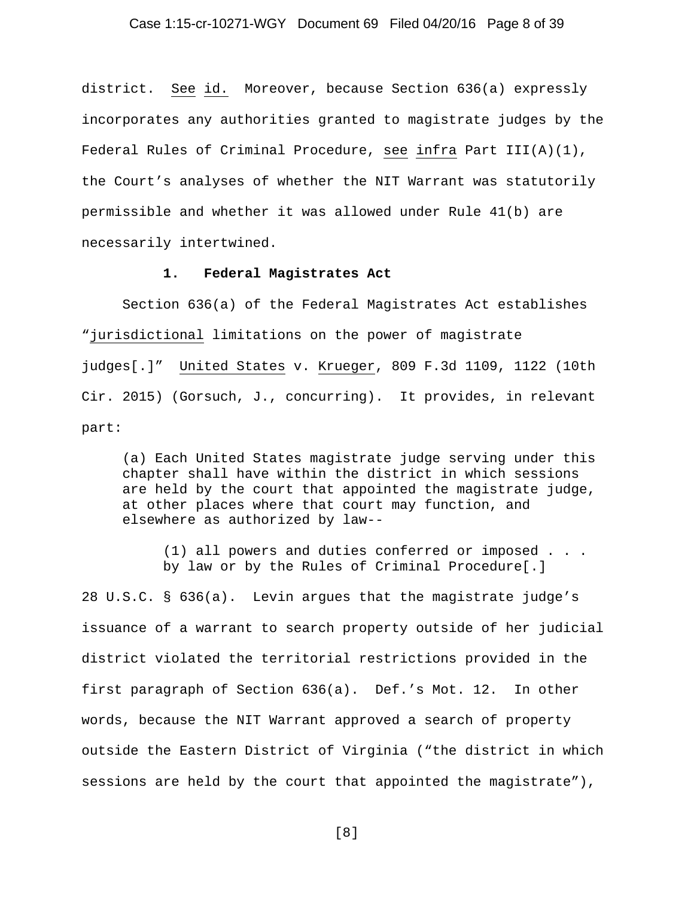district. See id. Moreover, because Section 636(a) expressly incorporates any authorities granted to magistrate judges by the Federal Rules of Criminal Procedure, see infra Part III(A)(1), the Court's analyses of whether the NIT Warrant was statutorily permissible and whether it was allowed under Rule 41(b) are necessarily intertwined.

### 1. Federal Magistrates Act

Section 636(a) of the Federal Magistrates Act establishes "jurisdictional limitations on the power of magistrate judges[.]" United States v. Krueger, 809 F.3d 1109, 1122 (10th Cir. 2015) (Gorsuch, J., concurring). It provides, in relevant part:

> (a) Each United States magistrate judge serving under this chapter shall have within the district in which sessions are held by the court that appointed the magistrate judge, at other places where that court may function, and elsewhere as authorized by law--
>
> > (1) all powers and duties conferred or imposed . . . by law or by the Rules of Criminal Procedure[.]

28 U.S.C. § 636(a). Levin argues that the magistrate judge's issuance of a warrant to search property outside of her judicial district violated the territorial restrictions provided in the first paragraph of Section 636(a). Def.'s Mot. 12. In other words, because the NIT Warrant approved a search of property outside the Eastern District of Virginia ("the district in which sessions are held by the court that appointed the magistrate"),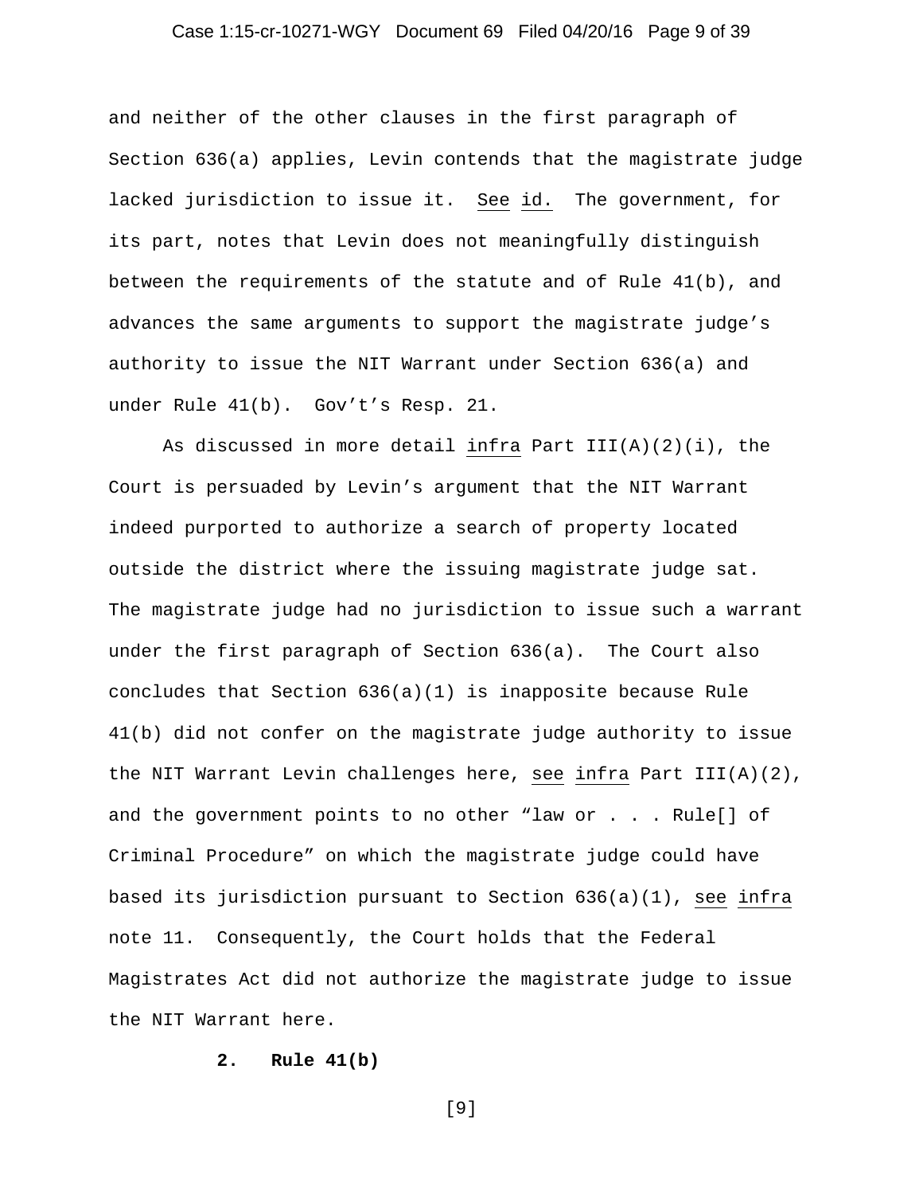and neither of the other clauses in the first paragraph of Section 636(a) applies, Levin contends that the magistrate judge lacked jurisdiction to issue it. See id. The government, for its part, notes that Levin does not meaningfully distinguish between the requirements of the statute and of Rule 41(b), and advances the same arguments to support the magistrate judge's authority to issue the NIT Warrant under Section 636(a) and under Rule 41(b). Gov't's Resp. 21.

As discussed in more detail infra Part III(A)(2)(i), the Court is persuaded by Levin's argument that the NIT Warrant indeed purported to authorize a search of property located outside the district where the issuing magistrate judge sat. The magistrate judge had no jurisdiction to issue such a warrant under the first paragraph of Section 636(a). The Court also concludes that Section 636(a)(1) is inapposite because Rule 41(b) did not confer on the magistrate judge authority to issue the NIT Warrant Levin challenges here, see infra Part III(A)(2), and the government points to no other "law or . . . Rule[] of Criminal Procedure" on which the magistrate judge could have based its jurisdiction pursuant to Section 636(a)(1), see infra note 11. Consequently, the Court holds that the Federal Magistrates Act did not authorize the magistrate judge to issue the NIT Warrant here.

**2. Rule 41(b)**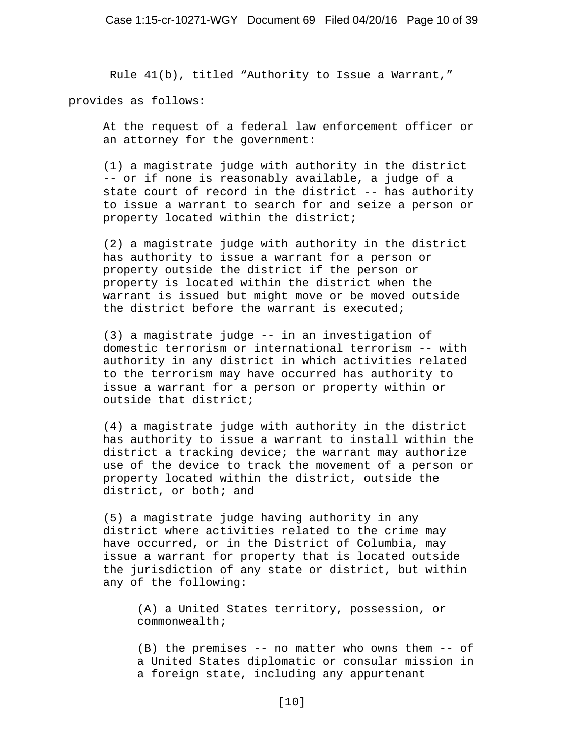Rule 41(b), titled "Authority to Issue a Warrant," provides as follows:

> At the request of a federal law enforcement officer or an attorney for the government:
>
> (1) a magistrate judge with authority in the district -- or if none is reasonably available, a judge of a state court of record in the district -- has authority to issue a warrant to search for and seize a person or property located within the district;
>
> (2) a magistrate judge with authority in the district has authority to issue a warrant for a person or property outside the district if the person or property is located within the district when the warrant is issued but might move or be moved outside the district before the warrant is executed;
>
> (3) a magistrate judge -- in an investigation of domestic terrorism or international terrorism -- with authority in any district in which activities related to the terrorism may have occurred has authority to issue a warrant for a person or property within or outside that district;
>
> (4) a magistrate judge with authority in the district has authority to issue a warrant to install within the district a tracking device; the warrant may authorize use of the device to track the movement of a person or property located within the district, outside the district, or both; and
>
> (5) a magistrate judge having authority in any district where activities related to the crime may have occurred, or in the District of Columbia, may issue a warrant for property that is located outside the jurisdiction of any state or district, but within any of the following:
>
> > (A) a United States territory, possession, or commonwealth;
> >
> > (B) the premises -- no matter who owns them -- of a United States diplomatic or consular mission in a foreign state, including any appurtenant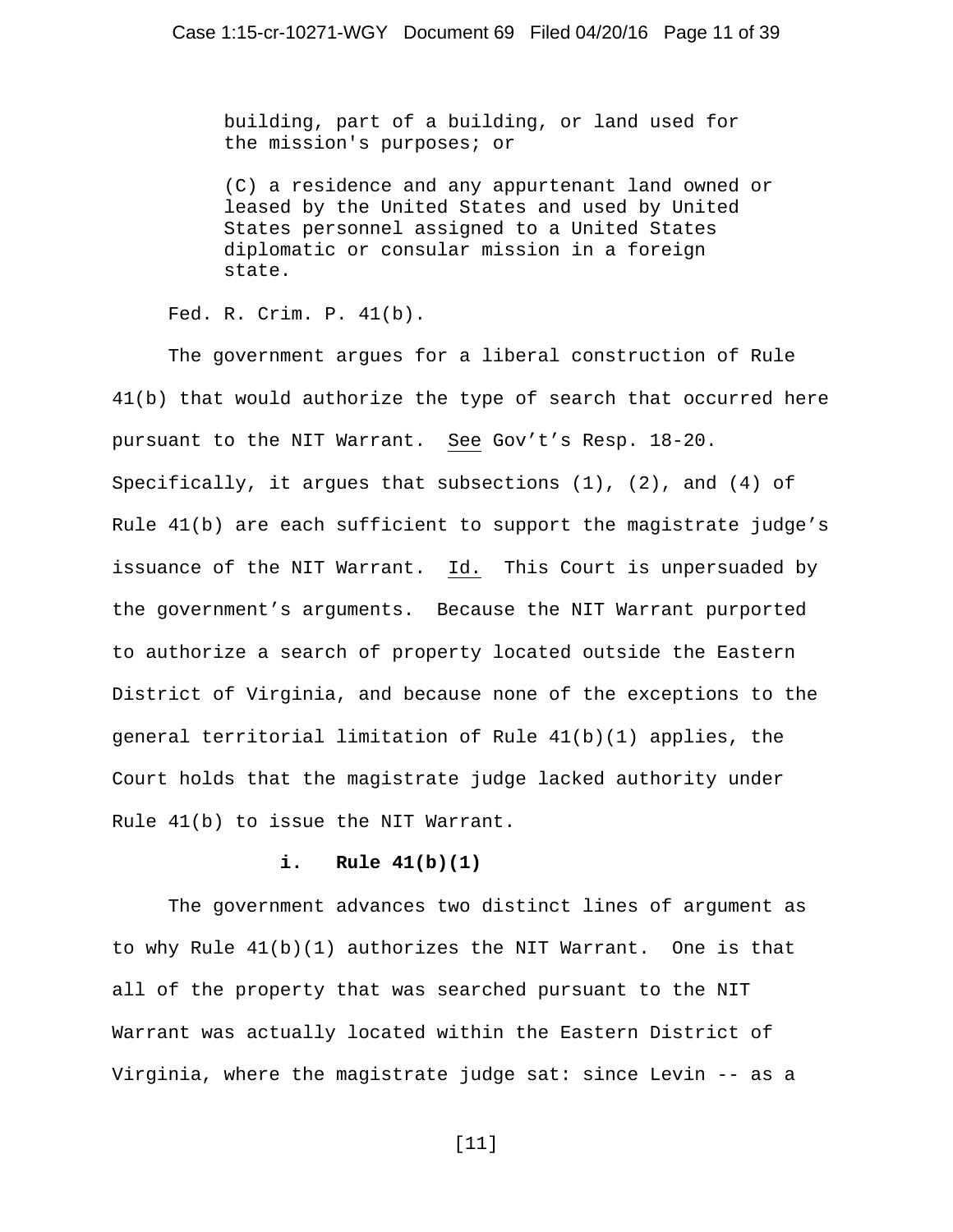> building, part of a building, or land used for the mission's purposes; or
>
> (C) a residence and any appurtenant land owned or leased by the United States and used by United States personnel assigned to a United States diplomatic or consular mission in a foreign state.

Fed. R. Crim. P. 41(b).

The government argues for a liberal construction of Rule 41(b) that would authorize the type of search that occurred here pursuant to the NIT Warrant. See Gov't's Resp. 18-20. Specifically, it argues that subsections (1), (2), and (4) of Rule 41(b) are each sufficient to support the magistrate judge's issuance of the NIT Warrant. Id. This Court is unpersuaded by the government's arguments. Because the NIT Warrant purported to authorize a search of property located outside the Eastern District of Virginia, and because none of the exceptions to the general territorial limitation of Rule 41(b)(1) applies, the Court holds that the magistrate judge lacked authority under Rule 41(b) to issue the NIT Warrant.

**i. Rule 41(b)(1)**

The government advances two distinct lines of argument as to why Rule 41(b)(1) authorizes the NIT Warrant. One is that all of the property that was searched pursuant to the NIT Warrant was actually located within the Eastern District of Virginia, where the magistrate judge sat: since Levin -- as a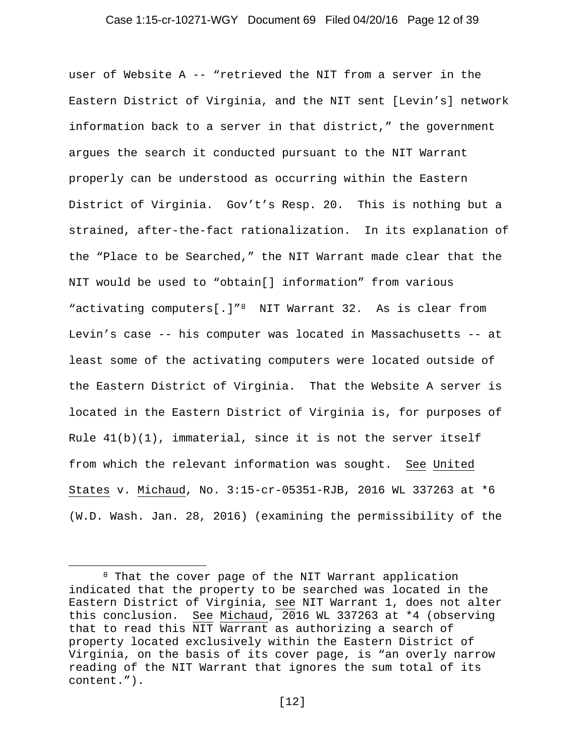user of Website A -- "retrieved the NIT from a server in the Eastern District of Virginia, and the NIT sent [Levin's] network information back to a server in that district," the government argues the search it conducted pursuant to the NIT Warrant properly can be understood as occurring within the Eastern District of Virginia. Gov't's Resp. 20. This is nothing but a strained, after-the-fact rationalization. In its explanation of the "Place to be Searched," the NIT Warrant made clear that the NIT would be used to "obtain[] information" from various "activating computers[.]"[8] NIT Warrant 32. As is clear from Levin's case -- his computer was located in Massachusetts -- at least some of the activating computers were located outside of the Eastern District of Virginia. That the Website A server is located in the Eastern District of Virginia is, for purposes of Rule 41(b)(1), immaterial, since it is not the server itself from which the relevant information was sought. See United States v. Michaud, No. 3:15-cr-05351-RJB, 2016 WL 337263 at *6 (W.D. Wash. Jan. 28, 2016) (examining the permissibility of the

---

[8] That the cover page of the NIT Warrant application indicated that the property to be searched was located in the Eastern District of Virginia, see NIT Warrant 1, does not alter this conclusion. See Michaud, 2016 WL 337263 at *4 (observing that to read this NIT Warrant as authorizing a search of property located exclusively within the Eastern District of Virginia, on the basis of its cover page, is "an overly narrow reading of the NIT Warrant that ignores the sum total of its content.").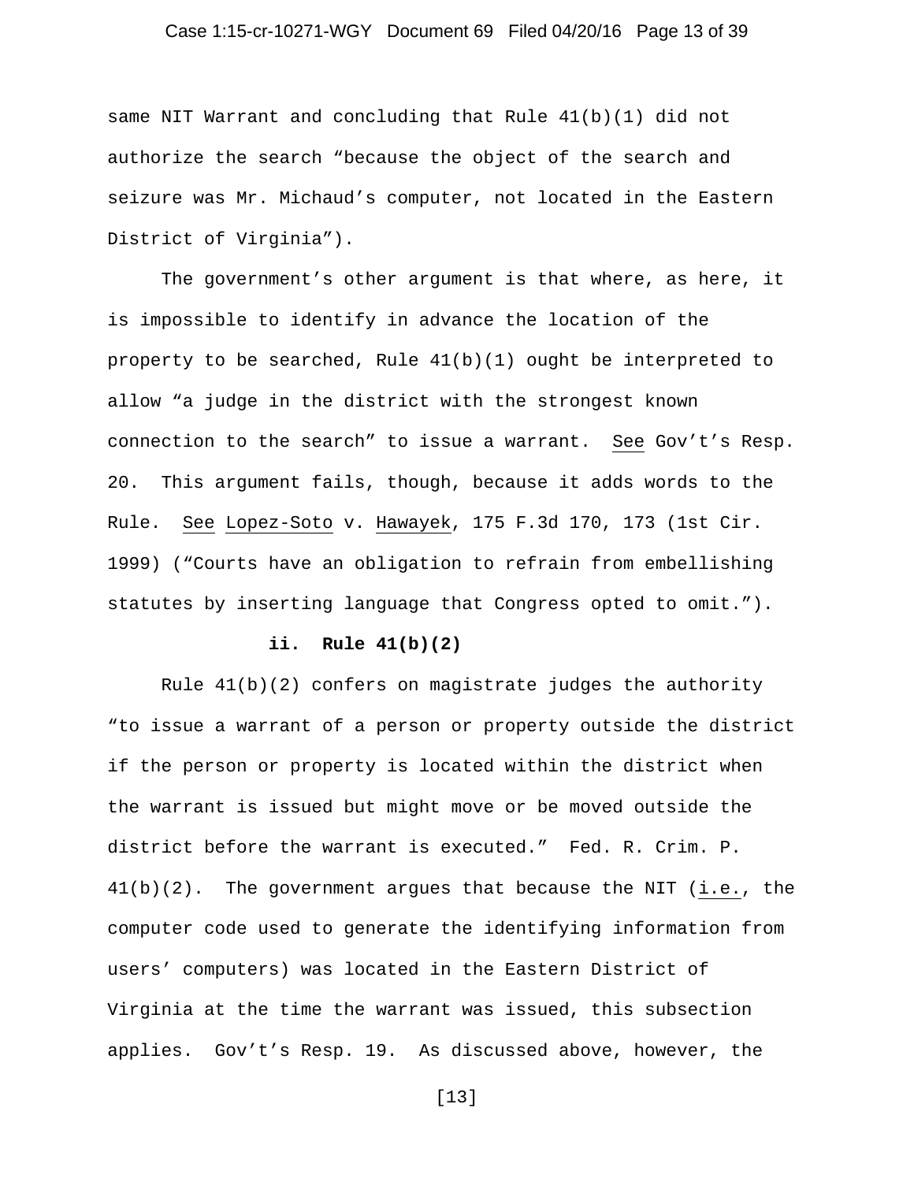same NIT Warrant and concluding that Rule 41(b)(1) did not authorize the search "because the object of the search and seizure was Mr. Michaud's computer, not located in the Eastern District of Virginia").

The government's other argument is that where, as here, it is impossible to identify in advance the location of the property to be searched, Rule 41(b)(1) ought be interpreted to allow "a judge in the district with the strongest known connection to the search" to issue a warrant. See Gov't's Resp. 20. This argument fails, though, because it adds words to the Rule. See Lopez-Soto v. Hawayek, 175 F.3d 170, 173 (1st Cir. 1999) ("Courts have an obligation to refrain from embellishing statutes by inserting language that Congress opted to omit.").

**ii. Rule 41(b)(2)**

Rule 41(b)(2) confers on magistrate judges the authority "to issue a warrant of a person or property outside the district if the person or property is located within the district when the warrant is issued but might move or be moved outside the district before the warrant is executed." Fed. R. Crim. P. 41(b)(2). The government argues that because the NIT (i.e., the computer code used to generate the identifying information from users' computers) was located in the Eastern District of Virginia at the time the warrant was issued, this subsection applies. Gov't's Resp. 19. As discussed above, however, the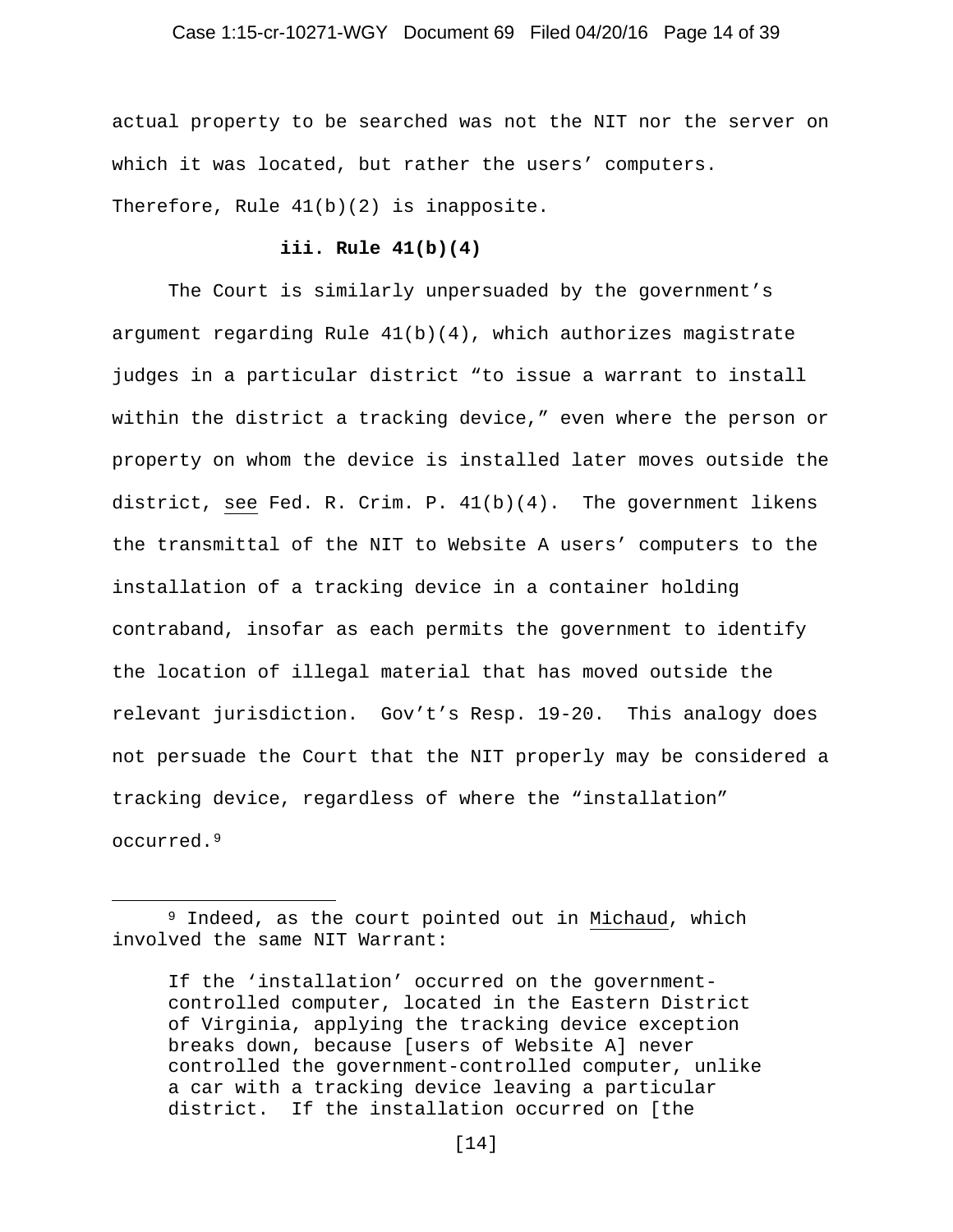actual property to be searched was not the NIT nor the server on which it was located, but rather the users' computers. Therefore, Rule 41(b)(2) is inapposite.

#### iii. Rule 41(b)(4)

The Court is similarly unpersuaded by the government's argument regarding Rule 41(b)(4), which authorizes magistrate judges in a particular district "to issue a warrant to install within the district a tracking device," even where the person or property on whom the device is installed later moves outside the district, see Fed. R. Crim. P. 41(b)(4). The government likens the transmittal of the NIT to Website A users' computers to the installation of a tracking device in a container holding contraband, insofar as each permits the government to identify the location of illegal material that has moved outside the relevant jurisdiction. Gov't's Resp. 19-20. This analogy does not persuade the Court that the NIT properly may be considered a tracking device, regardless of where the "installation" occurred.[9]

---

[9] Indeed, as the court pointed out in Michaud, which involved the same NIT Warrant:

> If the 'installation' occurred on the government-controlled computer, located in the Eastern District of Virginia, applying the tracking device exception breaks down, because [users of Website A] never controlled the government-controlled computer, unlike a car with a tracking device leaving a particular district. If the installation occurred on [the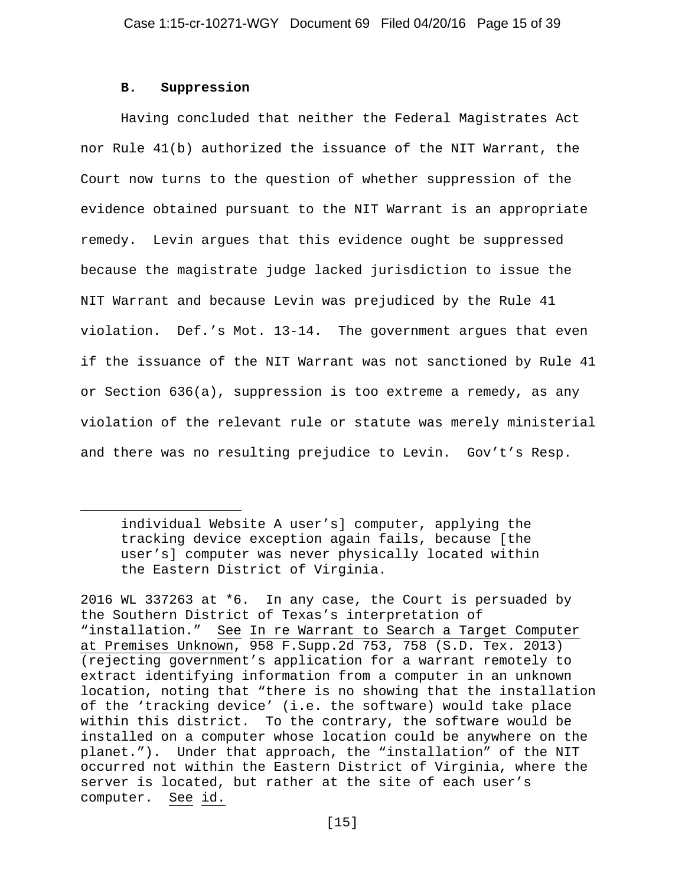### B. Suppression

Having concluded that neither the Federal Magistrates Act nor Rule 41(b) authorized the issuance of the NIT Warrant, the Court now turns to the question of whether suppression of the evidence obtained pursuant to the NIT Warrant is an appropriate remedy. Levin argues that this evidence ought be suppressed because the magistrate judge lacked jurisdiction to issue the NIT Warrant and because Levin was prejudiced by the Rule 41 violation. Def.'s Mot. 13-14. The government argues that even if the issuance of the NIT Warrant was not sanctioned by Rule 41 or Section 636(a), suppression is too extreme a remedy, as any violation of the relevant rule or statute was merely ministerial and there was no resulting prejudice to Levin. Gov't's Resp.

---

> individual Website A user's] computer, applying the tracking device exception again fails, because [the user's] computer was never physically located within the Eastern District of Virginia.

2016 WL 337263 at *6. In any case, the Court is persuaded by the Southern District of Texas's interpretation of "installation." See In re Warrant to Search a Target Computer at Premises Unknown, 958 F.Supp.2d 753, 758 (S.D. Tex. 2013) (rejecting government's application for a warrant remotely to extract identifying information from a computer in an unknown location, noting that "there is no showing that the installation of the 'tracking device' (i.e. the software) would take place within this district. To the contrary, the software would be installed on a computer whose location could be anywhere on the planet."). Under that approach, the "installation" of the NIT occurred not within the Eastern District of Virginia, where the server is located, but rather at the site of each user's computer. See id.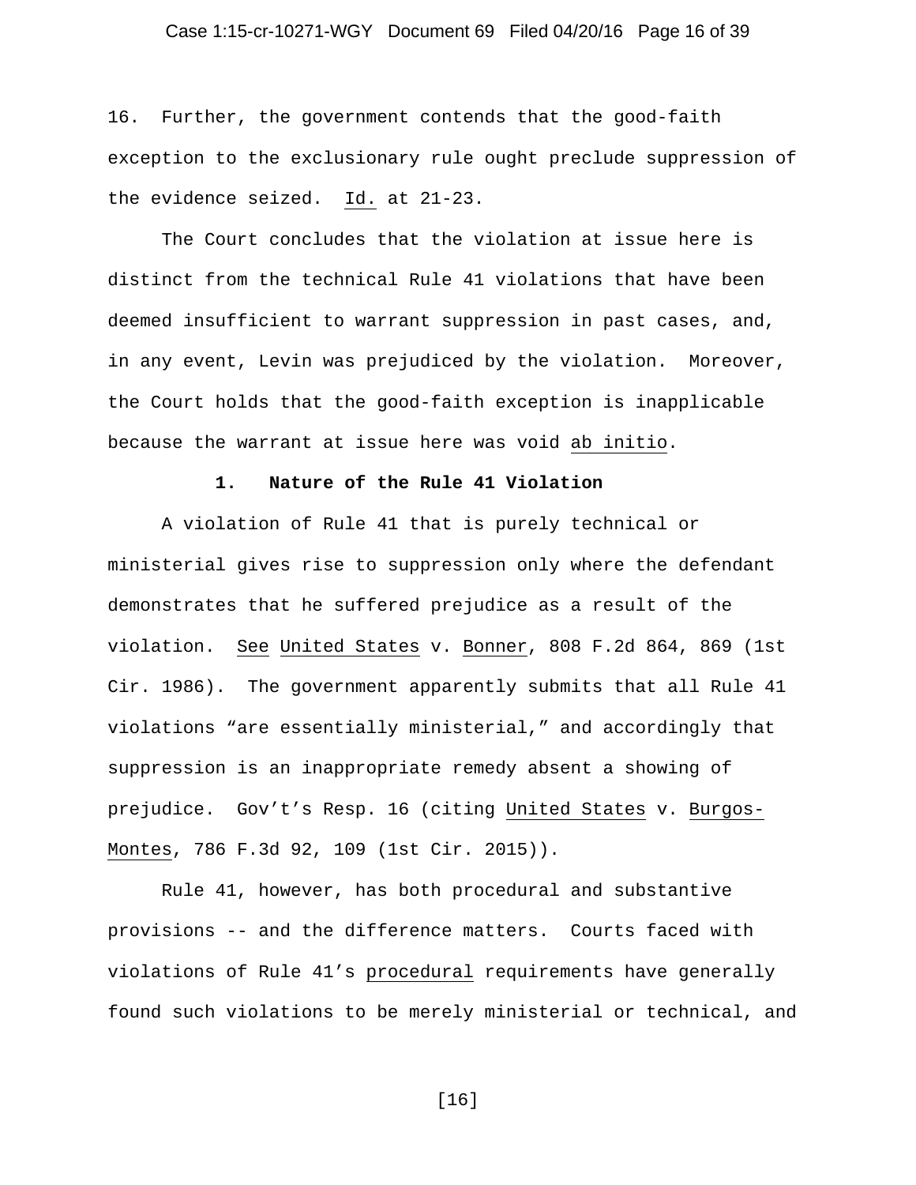16. Further, the government contends that the good-faith exception to the exclusionary rule ought preclude suppression of the evidence seized. Id. at 21-23.

The Court concludes that the violation at issue here is distinct from the technical Rule 41 violations that have been deemed insufficient to warrant suppression in past cases, and, in any event, Levin was prejudiced by the violation. Moreover, the Court holds that the good-faith exception is inapplicable because the warrant at issue here was void ab initio.

### 1. Nature of the Rule 41 Violation

A violation of Rule 41 that is purely technical or ministerial gives rise to suppression only where the defendant demonstrates that he suffered prejudice as a result of the violation. See United States v. Bonner, 808 F.2d 864, 869 (1st Cir. 1986). The government apparently submits that all Rule 41 violations "are essentially ministerial," and accordingly that suppression is an inappropriate remedy absent a showing of prejudice. Gov't's Resp. 16 (citing United States v. Burgos-Montes, 786 F.3d 92, 109 (1st Cir. 2015)).

Rule 41, however, has both procedural and substantive provisions -- and the difference matters. Courts faced with violations of Rule 41's procedural requirements have generally found such violations to be merely ministerial or technical, and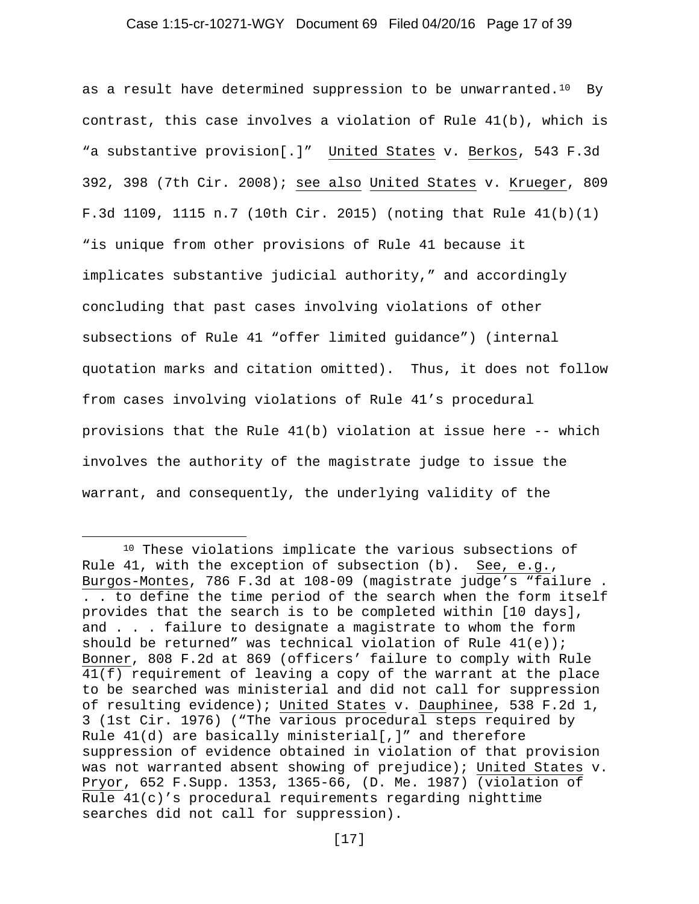as a result have determined suppression to be unwarranted.[10] By contrast, this case involves a violation of Rule 41(b), which is "a substantive provision[.]" United States v. Berkos, 543 F.3d 392, 398 (7th Cir. 2008); see also United States v. Krueger, 809 F.3d 1109, 1115 n.7 (10th Cir. 2015) (noting that Rule 41(b)(1) "is unique from other provisions of Rule 41 because it implicates substantive judicial authority," and accordingly concluding that past cases involving violations of other subsections of Rule 41 "offer limited guidance") (internal quotation marks and citation omitted). Thus, it does not follow from cases involving violations of Rule 41's procedural provisions that the Rule 41(b) violation at issue here -- which involves the authority of the magistrate judge to issue the warrant, and consequently, the underlying validity of the

---

[10] These violations implicate the various subsections of Rule 41, with the exception of subsection (b). See, e.g., Burgos-Montes, 786 F.3d at 108-09 (magistrate judge's "failure . . . to define the time period of the search when the form itself provides that the search is to be completed within [10 days], and . . . failure to designate a magistrate to whom the form should be returned" was technical violation of Rule 41(e)); Bonner, 808 F.2d at 869 (officers' failure to comply with Rule 41(f) requirement of leaving a copy of the warrant at the place to be searched was ministerial and did not call for suppression of resulting evidence); United States v. Dauphinee, 538 F.2d 1, 3 (1st Cir. 1976) ("The various procedural steps required by Rule 41(d) are basically ministerial[,]" and therefore suppression of evidence obtained in violation of that provision was not warranted absent showing of prejudice); United States v. Pryor, 652 F.Supp. 1353, 1365-66, (D. Me. 1987) (violation of Rule 41(c)'s procedural requirements regarding nighttime searches did not call for suppression).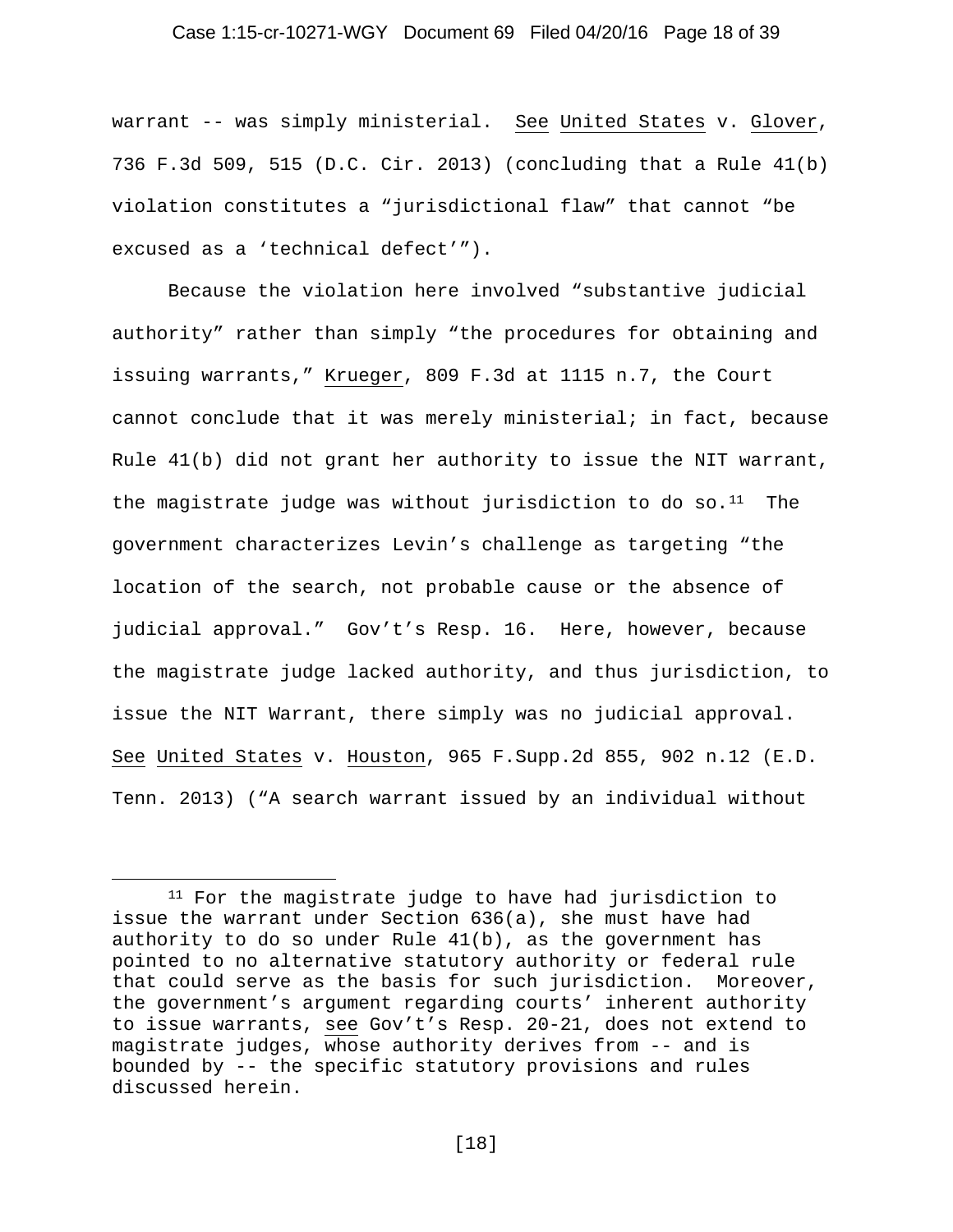warrant -- was simply ministerial. _See_ _United States_ v. _Glover_, 736 F.3d 509, 515 (D.C. Cir. 2013) (concluding that a Rule 41(b) violation constitutes a "jurisdictional flaw" that cannot "be excused as a 'technical defect'").

Because the violation here involved "substantive judicial authority" rather than simply "the procedures for obtaining and issuing warrants," _Krueger_, 809 F.3d at 1115 n.7, the Court cannot conclude that it was merely ministerial; in fact, because Rule 41(b) did not grant her authority to issue the NIT warrant, the magistrate judge was without jurisdiction to do so.[11] The government characterizes Levin's challenge as targeting "the location of the search, not probable cause or the absence of judicial approval." Gov't's Resp. 16. Here, however, because the magistrate judge lacked authority, and thus jurisdiction, to issue the NIT Warrant, there simply was no judicial approval. _See_ _United States_ v. _Houston_, 965 F.Supp.2d 855, 902 n.12 (E.D. Tenn. 2013) ("A search warrant issued by an individual without

---

[11] For the magistrate judge to have had jurisdiction to issue the warrant under Section 636(a), she must have had authority to do so under Rule 41(b), as the government has pointed to no alternative statutory authority or federal rule that could serve as the basis for such jurisdiction. Moreover, the government's argument regarding courts' inherent authority to issue warrants, _see_ Gov't's Resp. 20-21, does not extend to magistrate judges, whose authority derives from -- and is bounded by -- the specific statutory provisions and rules discussed herein.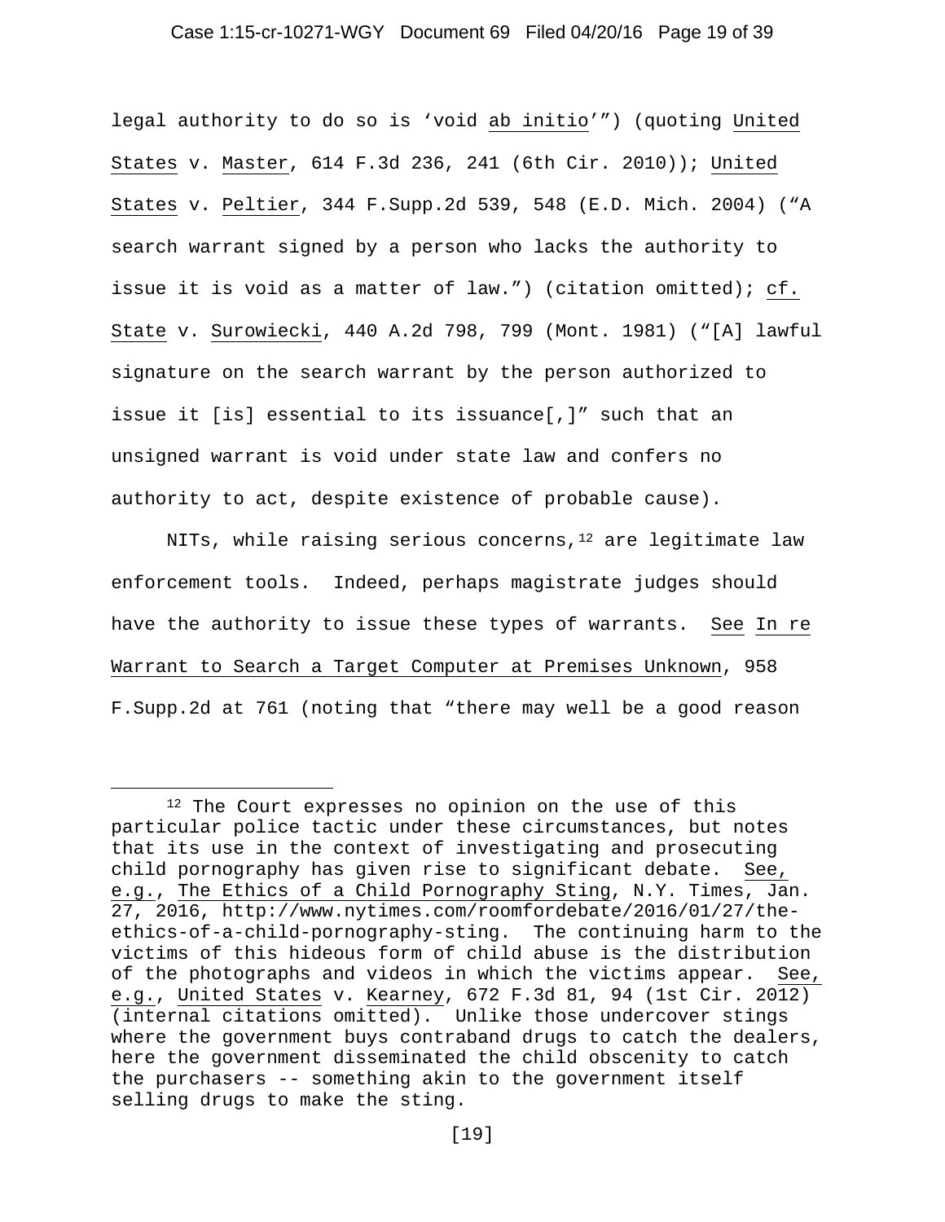legal authority to do so is 'void *ab initio*'") (quoting *United States* v. *Master*, 614 F.3d 236, 241 (6th Cir. 2010)); *United States* v. *Peltier*, 344 F.Supp.2d 539, 548 (E.D. Mich. 2004) ("A search warrant signed by a person who lacks the authority to issue it is void as a matter of law.") (citation omitted); *cf.* *State* v. *Surowiecki*, 440 A.2d 798, 799 (Mont. 1981) ("[A] lawful signature on the search warrant by the person authorized to issue it [is] essential to its issuance[,]" such that an unsigned warrant is void under state law and confers no authority to act, despite existence of probable cause).

NITs, while raising serious concerns,[12] are legitimate law enforcement tools. Indeed, perhaps magistrate judges should have the authority to issue these types of warrants. *See* *In re Warrant to Search a Target Computer at Premises Unknown*, 958 F.Supp.2d at 761 (noting that "there may well be a good reason

---

[12] The Court expresses no opinion on the use of this particular police tactic under these circumstances, but notes that its use in the context of investigating and prosecuting child pornography has given rise to significant debate. *See, e.g.*, *The Ethics of a Child Pornography Sting*, N.Y. Times, Jan. 27, 2016, http://www.nytimes.com/roomfordebate/2016/01/27/the-ethics-of-a-child-pornography-sting. The continuing harm to the victims of this hideous form of child abuse is the distribution of the photographs and videos in which the victims appear. *See, e.g.*, *United States* v. *Kearney*, 672 F.3d 81, 94 (1st Cir. 2012) (internal citations omitted). Unlike those undercover stings where the government buys contraband drugs to catch the dealers, here the government disseminated the child obscenity to catch the purchasers -- something akin to the government itself selling drugs to make the sting.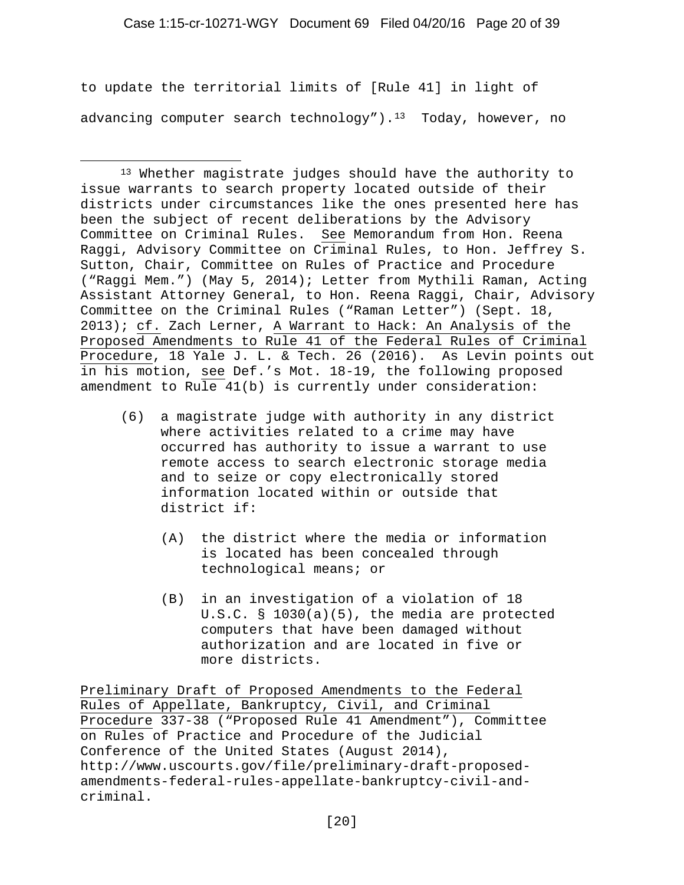to update the territorial limits of [Rule 41] in light of advancing computer search technology").[13] Today, however, no

---

[13] Whether magistrate judges should have the authority to issue warrants to search property located outside of their districts under circumstances like the ones presented here has been the subject of recent deliberations by the Advisory Committee on Criminal Rules. See Memorandum from Hon. Reena Raggi, Advisory Committee on Criminal Rules, to Hon. Jeffrey S. Sutton, Chair, Committee on Rules of Practice and Procedure ("Raggi Mem.") (May 5, 2014); Letter from Mythili Raman, Acting Assistant Attorney General, to Hon. Reena Raggi, Chair, Advisory Committee on the Criminal Rules ("Raman Letter") (Sept. 18, 2013); cf. Zach Lerner, A Warrant to Hack: An Analysis of the Proposed Amendments to Rule 41 of the Federal Rules of Criminal Procedure, 18 Yale J. L. & Tech. 26 (2016). As Levin points out in his motion, see Def.'s Mot. 18-19, the following proposed amendment to Rule 41(b) is currently under consideration:

> (6) a magistrate judge with authority in any district where activities related to a crime may have occurred has authority to issue a warrant to use remote access to search electronic storage media and to seize or copy electronically stored information located within or outside that district if:
>
> > (A) the district where the media or information is located has been concealed through technological means; or
> >
> > (B) in an investigation of a violation of 18 U.S.C. § 1030(a)(5), the media are protected computers that have been damaged without authorization and are located in five or more districts.

Preliminary Draft of Proposed Amendments to the Federal Rules of Appellate, Bankruptcy, Civil, and Criminal Procedure 337-38 ("Proposed Rule 41 Amendment"), Committee on Rules of Practice and Procedure of the Judicial Conference of the United States (August 2014), http://www.uscourts.gov/file/preliminary-draft-proposed-amendments-federal-rules-appellate-bankruptcy-civil-and-criminal.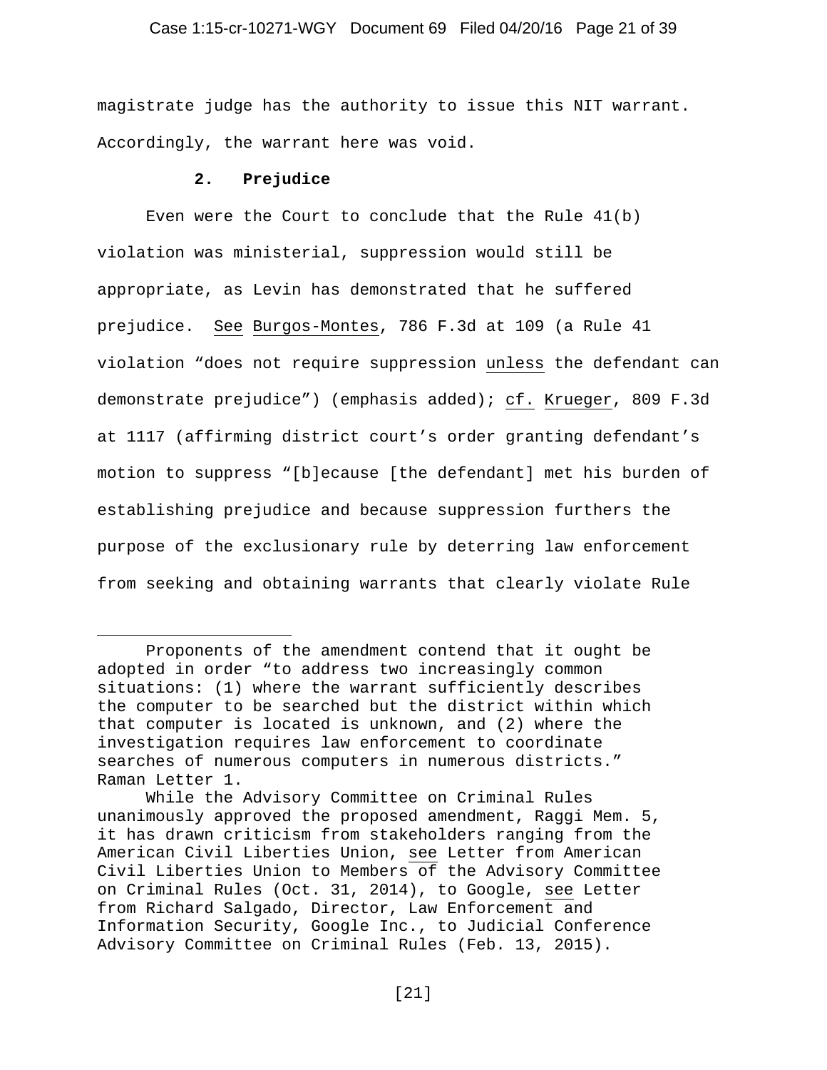magistrate judge has the authority to issue this NIT warrant. Accordingly, the warrant here was void.

### 2. Prejudice

Even were the Court to conclude that the Rule 41(b) violation was ministerial, suppression would still be appropriate, as Levin has demonstrated that he suffered prejudice. See Burgos-Montes, 786 F.3d at 109 (a Rule 41 violation "does not require suppression unless the defendant can demonstrate prejudice") (emphasis added); cf. Krueger, 809 F.3d at 1117 (affirming district court's order granting defendant's motion to suppress "[b]ecause [the defendant] met his burden of establishing prejudice and because suppression furthers the purpose of the exclusionary rule by deterring law enforcement from seeking and obtaining warrants that clearly violate Rule

---

Proponents of the amendment contend that it ought be adopted in order "to address two increasingly common situations: (1) where the warrant sufficiently describes the computer to be searched but the district within which that computer is located is unknown, and (2) where the investigation requires law enforcement to coordinate searches of numerous computers in numerous districts." Raman Letter 1.

While the Advisory Committee on Criminal Rules unanimously approved the proposed amendment, Raggi Mem. 5, it has drawn criticism from stakeholders ranging from the American Civil Liberties Union, see Letter from American Civil Liberties Union to Members of the Advisory Committee on Criminal Rules (Oct. 31, 2014), to Google, see Letter from Richard Salgado, Director, Law Enforcement and Information Security, Google Inc., to Judicial Conference Advisory Committee on Criminal Rules (Feb. 13, 2015).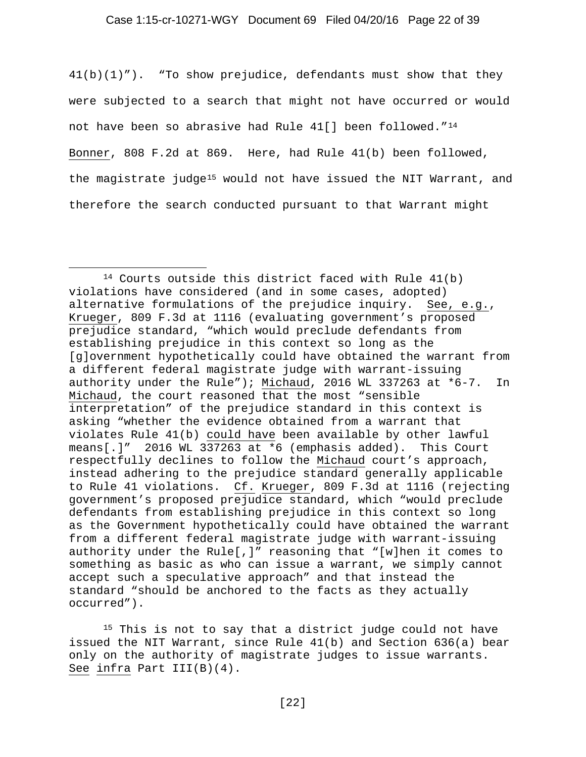41(b)(1)"). "To show prejudice, defendants must show that they were subjected to a search that might not have occurred or would not have been so abrasive had Rule 41[] been followed."[14] Bonner, 808 F.2d at 869. Here, had Rule 41(b) been followed, the magistrate judge[15] would not have issued the NIT Warrant, and therefore the search conducted pursuant to that Warrant might

---

[14] Courts outside this district faced with Rule 41(b) violations have considered (and in some cases, adopted) alternative formulations of the prejudice inquiry. See, e.g., Krueger, 809 F.3d at 1116 (evaluating government's proposed prejudice standard, "which would preclude defendants from establishing prejudice in this context so long as the [g]overnment hypothetically could have obtained the warrant from a different federal magistrate judge with warrant-issuing authority under the Rule"); Michaud, 2016 WL 337263 at *6-7. In Michaud, the court reasoned that the most "sensible interpretation" of the prejudice standard in this context is asking "whether the evidence obtained from a warrant that violates Rule 41(b) could have been available by other lawful means[.]" 2016 WL 337263 at *6 (emphasis added). This Court respectfully declines to follow the Michaud court's approach, instead adhering to the prejudice standard generally applicable to Rule 41 violations. Cf. Krueger, 809 F.3d at 1116 (rejecting government's proposed prejudice standard, which "would preclude defendants from establishing prejudice in this context so long as the Government hypothetically could have obtained the warrant from a different federal magistrate judge with warrant-issuing authority under the Rule[,]" reasoning that "[w]hen it comes to something as basic as who can issue a warrant, we simply cannot accept such a speculative approach" and that instead the standard "should be anchored to the facts as they actually occurred").

[15] This is not to say that a district judge could not have issued the NIT Warrant, since Rule 41(b) and Section 636(a) bear only on the authority of magistrate judges to issue warrants. See infra Part III(B)(4).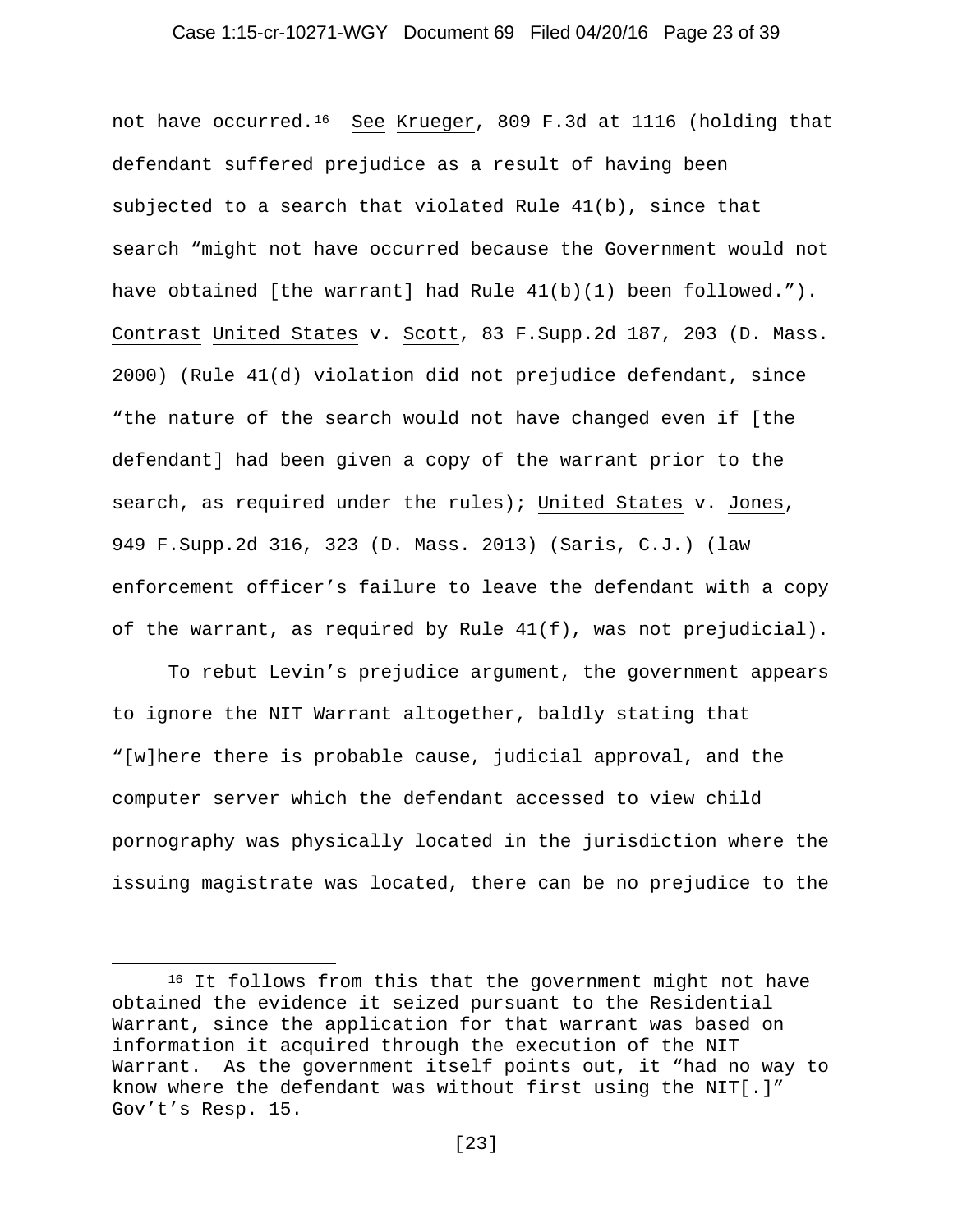not have occurred.[16] See Krueger, 809 F.3d at 1116 (holding that defendant suffered prejudice as a result of having been subjected to a search that violated Rule 41(b), since that search "might not have occurred because the Government would not have obtained [the warrant] had Rule 41(b)(1) been followed."). Contrast United States v. Scott, 83 F.Supp.2d 187, 203 (D. Mass. 2000) (Rule 41(d) violation did not prejudice defendant, since "the nature of the search would not have changed even if [the defendant] had been given a copy of the warrant prior to the search, as required under the rules); United States v. Jones, 949 F.Supp.2d 316, 323 (D. Mass. 2013) (Saris, C.J.) (law enforcement officer's failure to leave the defendant with a copy of the warrant, as required by Rule 41(f), was not prejudicial).

To rebut Levin's prejudice argument, the government appears to ignore the NIT Warrant altogether, baldly stating that "[w]here there is probable cause, judicial approval, and the computer server which the defendant accessed to view child pornography was physically located in the jurisdiction where the issuing magistrate was located, there can be no prejudice to the

---

[16] It follows from this that the government might not have obtained the evidence it seized pursuant to the Residential Warrant, since the application for that warrant was based on information it acquired through the execution of the NIT Warrant. As the government itself points out, it "had no way to know where the defendant was without first using the NIT[.]" Gov't's Resp. 15.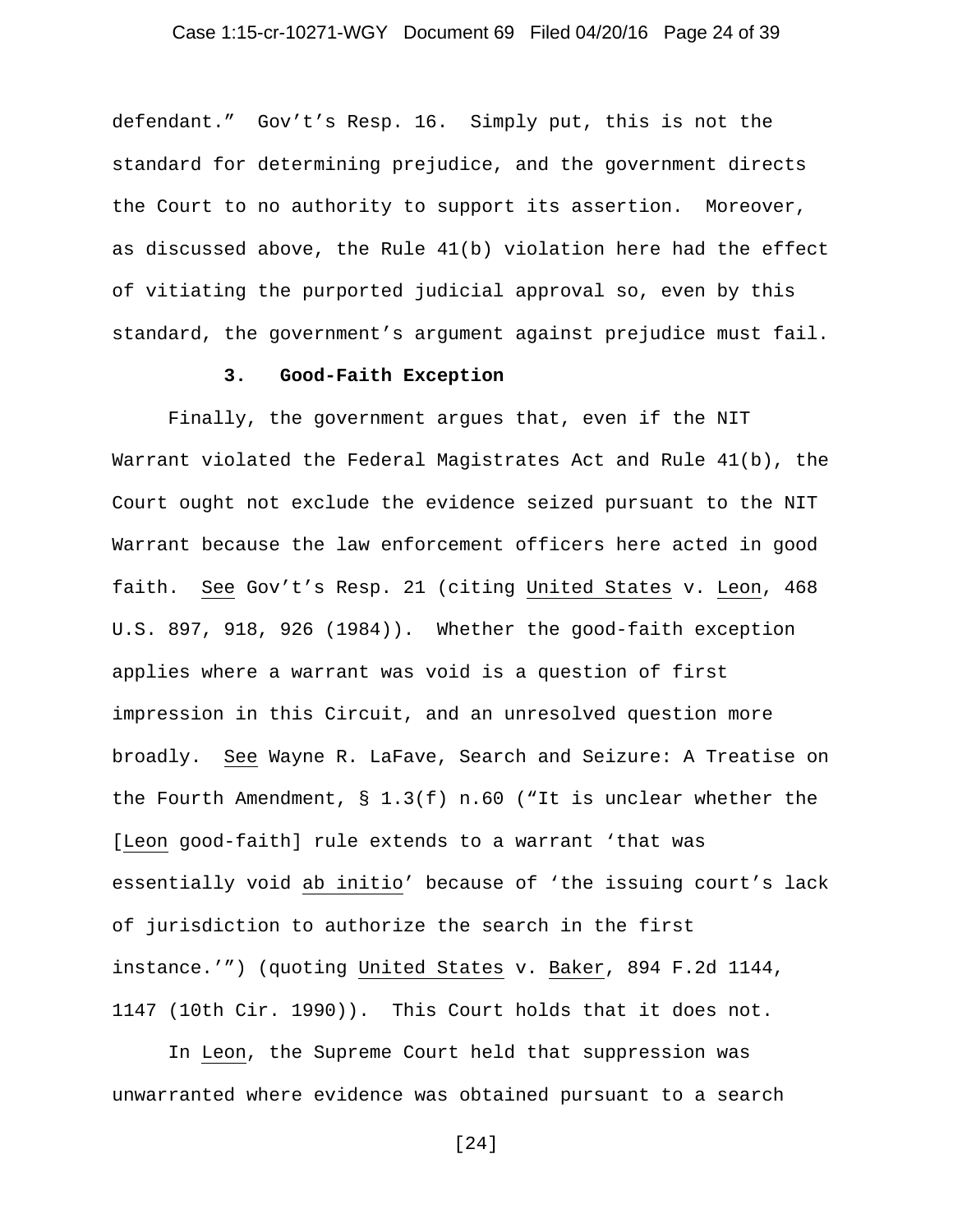defendant." Gov't's Resp. 16. Simply put, this is not the standard for determining prejudice, and the government directs the Court to no authority to support its assertion. Moreover, as discussed above, the Rule 41(b) violation here had the effect of vitiating the purported judicial approval so, even by this standard, the government's argument against prejudice must fail.

### 3. Good-Faith Exception

Finally, the government argues that, even if the NIT Warrant violated the Federal Magistrates Act and Rule 41(b), the Court ought not exclude the evidence seized pursuant to the NIT Warrant because the law enforcement officers here acted in good faith. See Gov't's Resp. 21 (citing United States v. Leon, 468 U.S. 897, 918, 926 (1984)). Whether the good-faith exception applies where a warrant was void is a question of first impression in this Circuit, and an unresolved question more broadly. See Wayne R. LaFave, Search and Seizure: A Treatise on the Fourth Amendment, § 1.3(f) n.60 ("It is unclear whether the [Leon good-faith] rule extends to a warrant 'that was essentially void ab initio' because of 'the issuing court's lack of jurisdiction to authorize the search in the first instance.'") (quoting United States v. Baker, 894 F.2d 1144, 1147 (10th Cir. 1990)). This Court holds that it does not.

In Leon, the Supreme Court held that suppression was unwarranted where evidence was obtained pursuant to a search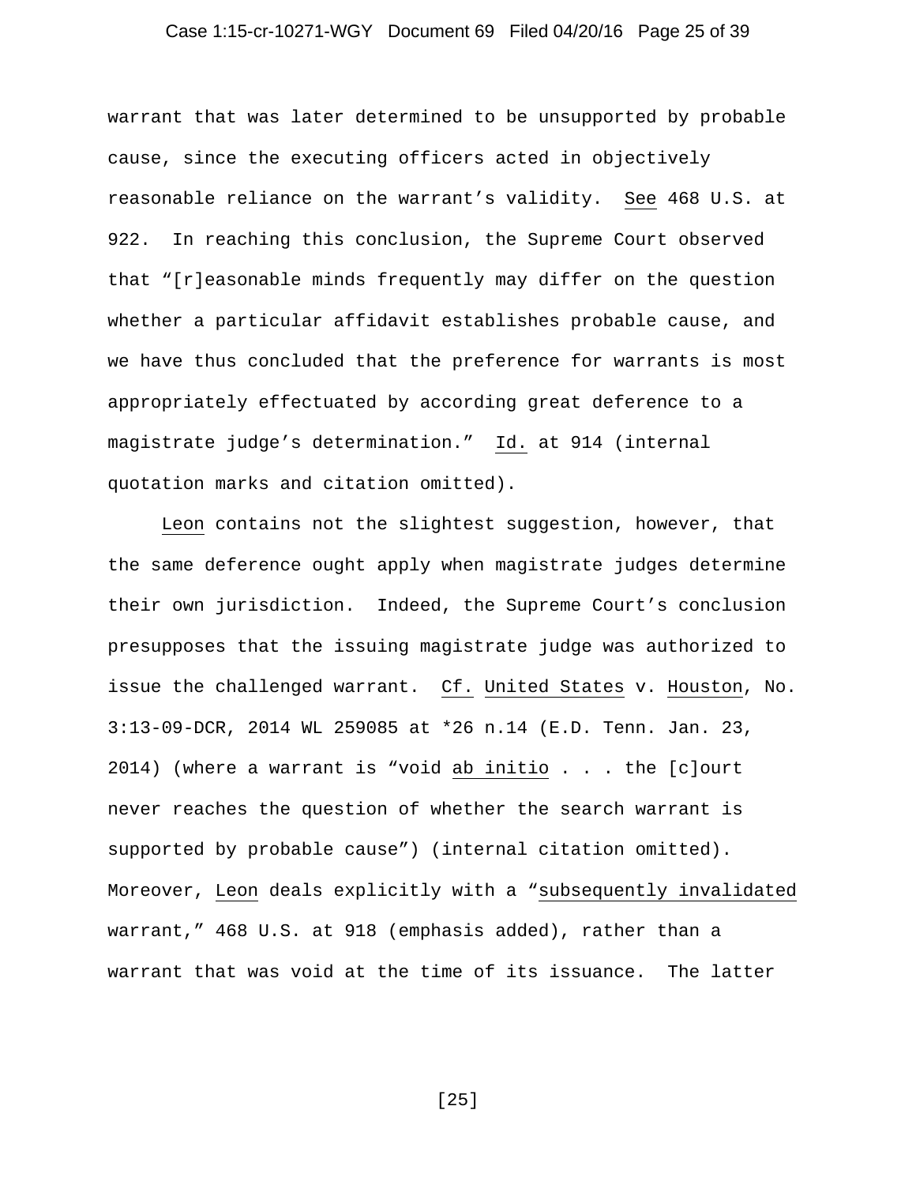warrant that was later determined to be unsupported by probable cause, since the executing officers acted in objectively reasonable reliance on the warrant's validity. _See_ 468 U.S. at 922. In reaching this conclusion, the Supreme Court observed that "[r]easonable minds frequently may differ on the question whether a particular affidavit establishes probable cause, and we have thus concluded that the preference for warrants is most appropriately effectuated by according great deference to a magistrate judge's determination." _Id._ at 914 (internal quotation marks and citation omitted).

_Leon_ contains not the slightest suggestion, however, that the same deference ought apply when magistrate judges determine their own jurisdiction. Indeed, the Supreme Court's conclusion presupposes that the issuing magistrate judge was authorized to issue the challenged warrant. _Cf._ _United States_ v. _Houston_, No. 3:13-09-DCR, 2014 WL 259085 at *26 n.14 (E.D. Tenn. Jan. 23, 2014) (where a warrant is "void _ab initio_ . . . the [c]ourt never reaches the question of whether the search warrant is supported by probable cause") (internal citation omitted). Moreover, _Leon_ deals explicitly with a "_subsequently invalidated_ warrant," 468 U.S. at 918 (emphasis added), rather than a warrant that was void at the time of its issuance. The latter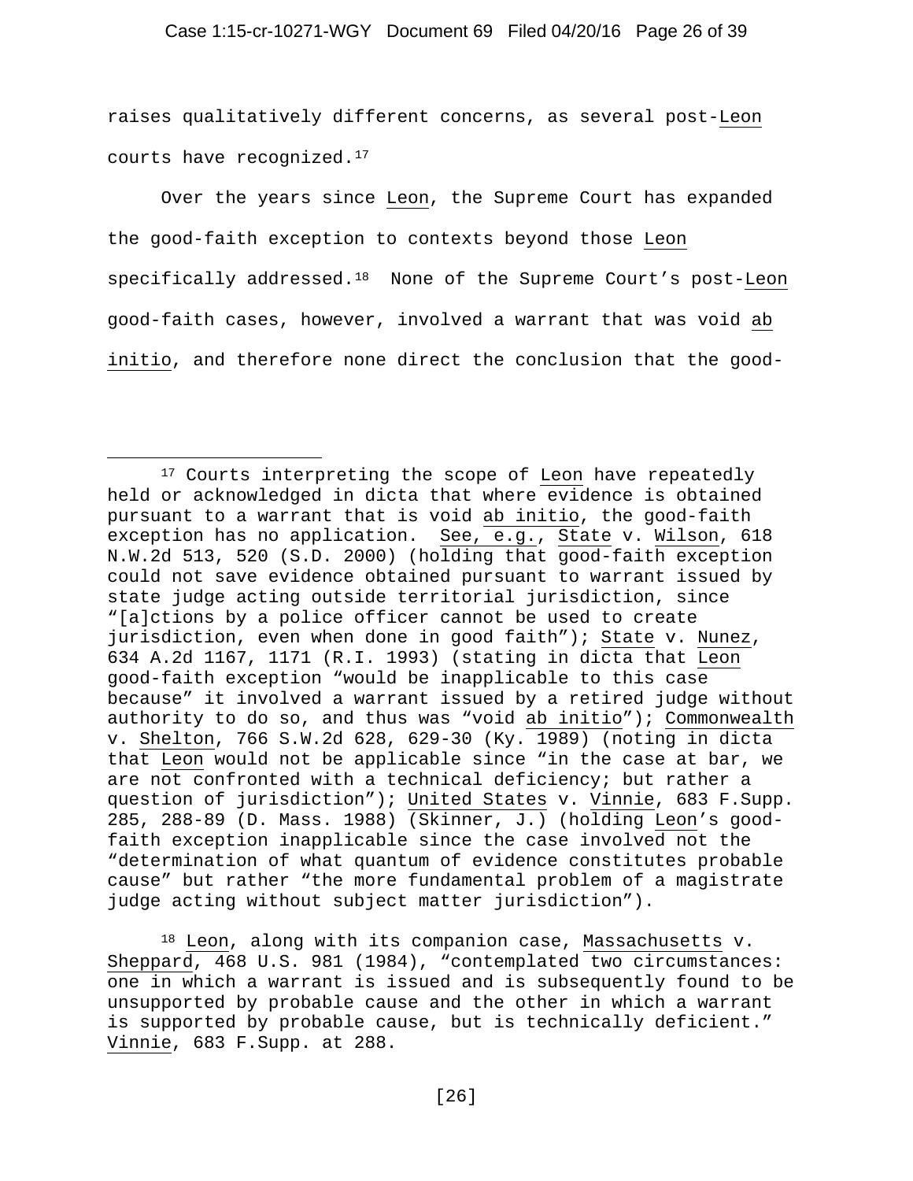raises qualitatively different concerns, as several post-Leon courts have recognized.[17]

Over the years since Leon, the Supreme Court has expanded the good-faith exception to contexts beyond those Leon specifically addressed.[18] None of the Supreme Court's post-Leon good-faith cases, however, involved a warrant that was void ab initio, and therefore none direct the conclusion that the good-

---

[17] Courts interpreting the scope of Leon have repeatedly held or acknowledged in dicta that where evidence is obtained pursuant to a warrant that is void ab initio, the good-faith exception has no application. See, e.g., State v. Wilson, 618 N.W.2d 513, 520 (S.D. 2000) (holding that good-faith exception could not save evidence obtained pursuant to warrant issued by state judge acting outside territorial jurisdiction, since "[a]ctions by a police officer cannot be used to create jurisdiction, even when done in good faith"); State v. Nunez, 634 A.2d 1167, 1171 (R.I. 1993) (stating in dicta that Leon good-faith exception "would be inapplicable to this case because" it involved a warrant issued by a retired judge without authority to do so, and thus was "void ab initio"); Commonwealth v. Shelton, 766 S.W.2d 628, 629-30 (Ky. 1989) (noting in dicta that Leon would not be applicable since "in the case at bar, we are not confronted with a technical deficiency; but rather a question of jurisdiction"); United States v. Vinnie, 683 F.Supp. 285, 288-89 (D. Mass. 1988) (Skinner, J.) (holding Leon's good-faith exception inapplicable since the case involved not the "determination of what quantum of evidence constitutes probable cause" but rather "the more fundamental problem of a magistrate judge acting without subject matter jurisdiction").

[18] Leon, along with its companion case, Massachusetts v. Sheppard, 468 U.S. 981 (1984), "contemplated two circumstances: one in which a warrant is issued and is subsequently found to be unsupported by probable cause and the other in which a warrant is supported by probable cause, but is technically deficient." Vinnie, 683 F.Supp. at 288.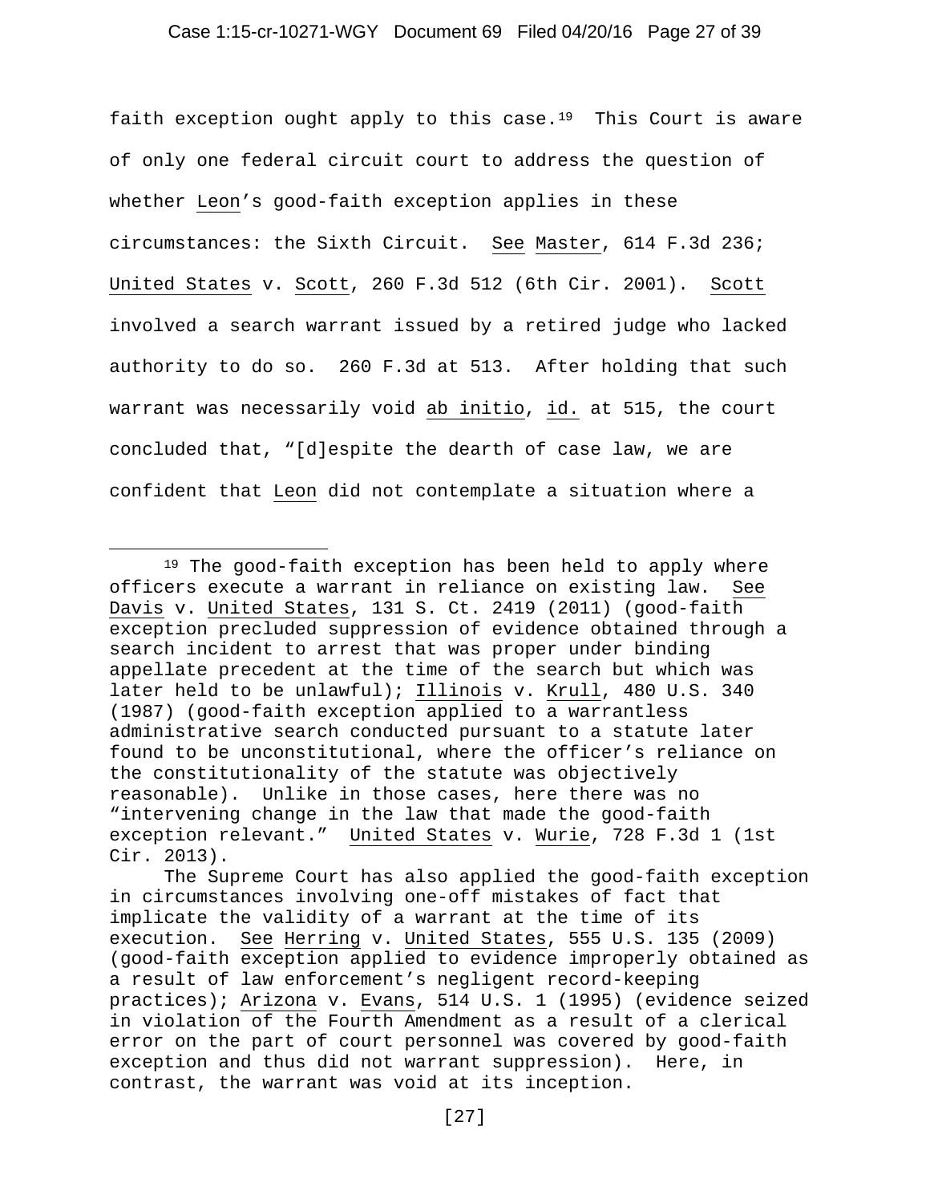faith exception ought apply to this case.[19] This Court is aware of only one federal circuit court to address the question of whether Leon's good-faith exception applies in these circumstances: the Sixth Circuit. See Master, 614 F.3d 236; United States v. Scott, 260 F.3d 512 (6th Cir. 2001). Scott involved a search warrant issued by a retired judge who lacked authority to do so. 260 F.3d at 513. After holding that such warrant was necessarily void ab initio, id. at 515, the court concluded that, "[d]espite the dearth of case law, we are confident that Leon did not contemplate a situation where a

---

[19] The good-faith exception has been held to apply where officers execute a warrant in reliance on existing law. See Davis v. United States, 131 S. Ct. 2419 (2011) (good-faith exception precluded suppression of evidence obtained through a search incident to arrest that was proper under binding appellate precedent at the time of the search but which was later held to be unlawful); Illinois v. Krull, 480 U.S. 340 (1987) (good-faith exception applied to a warrantless administrative search conducted pursuant to a statute later found to be unconstitutional, where the officer's reliance on the constitutionality of the statute was objectively reasonable). Unlike in those cases, here there was no "intervening change in the law that made the good-faith exception relevant." United States v. Wurie, 728 F.3d 1 (1st Cir. 2013).

The Supreme Court has also applied the good-faith exception in circumstances involving one-off mistakes of fact that implicate the validity of a warrant at the time of its execution. See Herring v. United States, 555 U.S. 135 (2009) (good-faith exception applied to evidence improperly obtained as a result of law enforcement's negligent record-keeping practices); Arizona v. Evans, 514 U.S. 1 (1995) (evidence seized in violation of the Fourth Amendment as a result of a clerical error on the part of court personnel was covered by good-faith exception and thus did not warrant suppression). Here, in contrast, the warrant was void at its inception.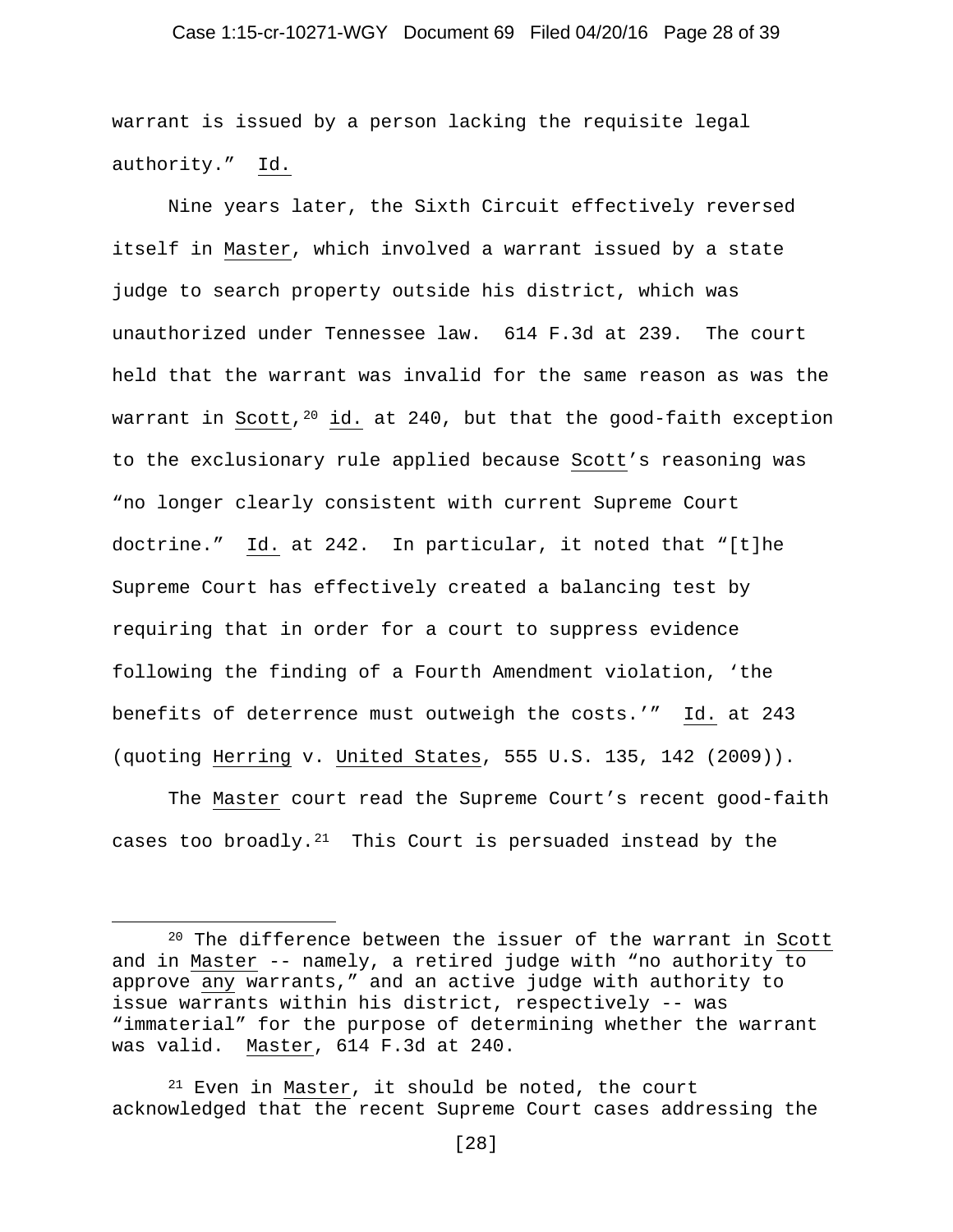warrant is issued by a person lacking the requisite legal authority." Id.

Nine years later, the Sixth Circuit effectively reversed itself in Master, which involved a warrant issued by a state judge to search property outside his district, which was unauthorized under Tennessee law. 614 F.3d at 239. The court held that the warrant was invalid for the same reason as was the warrant in Scott,[20] id. at 240, but that the good-faith exception to the exclusionary rule applied because Scott's reasoning was "no longer clearly consistent with current Supreme Court doctrine." Id. at 242. In particular, it noted that "[t]he Supreme Court has effectively created a balancing test by requiring that in order for a court to suppress evidence following the finding of a Fourth Amendment violation, 'the benefits of deterrence must outweigh the costs.'" Id. at 243 (quoting Herring v. United States, 555 U.S. 135, 142 (2009)).

The Master court read the Supreme Court's recent good-faith cases too broadly.[21] This Court is persuaded instead by the

---

[20] The difference between the issuer of the warrant in Scott and in Master -- namely, a retired judge with "no authority to approve any warrants," and an active judge with authority to issue warrants within his district, respectively -- was "immaterial" for the purpose of determining whether the warrant was valid. Master, 614 F.3d at 240.

[21] Even in Master, it should be noted, the court acknowledged that the recent Supreme Court cases addressing the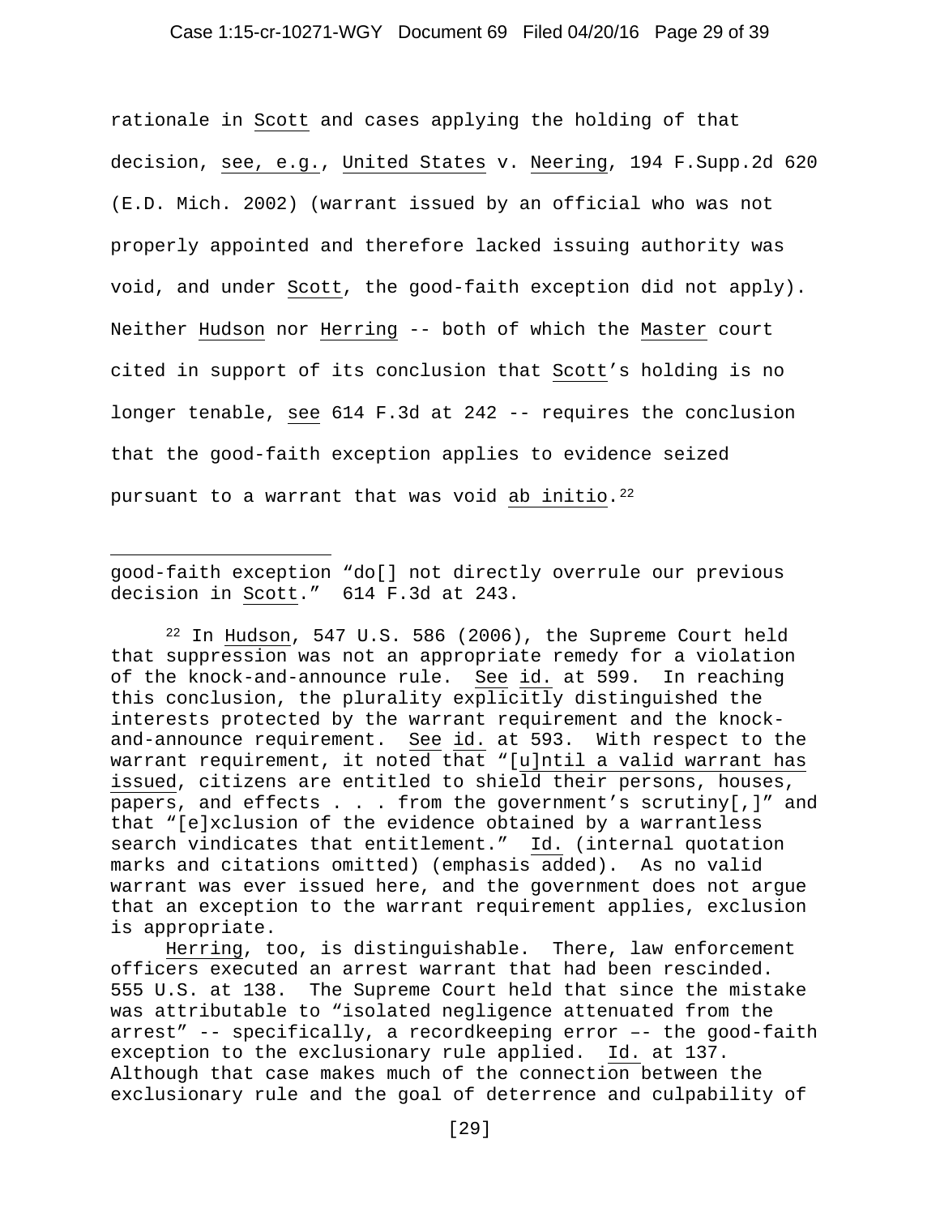rationale in Scott and cases applying the holding of that decision, see, e.g., United States v. Neering, 194 F.Supp.2d 620 (E.D. Mich. 2002) (warrant issued by an official who was not properly appointed and therefore lacked issuing authority was void, and under Scott, the good-faith exception did not apply). Neither Hudson nor Herring -- both of which the Master court cited in support of its conclusion that Scott's holding is no longer tenable, see 614 F.3d at 242 -- requires the conclusion that the good-faith exception applies to evidence seized pursuant to a warrant that was void ab initio.[22]

---

good-faith exception "do[] not directly overrule our previous decision in Scott." 614 F.3d at 243.

[22] In Hudson, 547 U.S. 586 (2006), the Supreme Court held that suppression was not an appropriate remedy for a violation of the knock-and-announce rule. See id. at 599. In reaching this conclusion, the plurality explicitly distinguished the interests protected by the warrant requirement and the knock-and-announce requirement. See id. at 593. With respect to the warrant requirement, it noted that "[u]ntil a valid warrant has issued, citizens are entitled to shield their persons, houses, papers, and effects . . . from the government's scrutiny[,]" and that "[e]xclusion of the evidence obtained by a warrantless search vindicates that entitlement." Id. (internal quotation marks and citations omitted) (emphasis added). As no valid warrant was ever issued here, and the government does not argue that an exception to the warrant requirement applies, exclusion is appropriate.

Herring, too, is distinguishable. There, law enforcement officers executed an arrest warrant that had been rescinded. 555 U.S. at 138. The Supreme Court held that since the mistake was attributable to "isolated negligence attenuated from the arrest" -- specifically, a recordkeeping error –– the good-faith exception to the exclusionary rule applied. Id. at 137. Although that case makes much of the connection between the exclusionary rule and the goal of deterrence and culpability of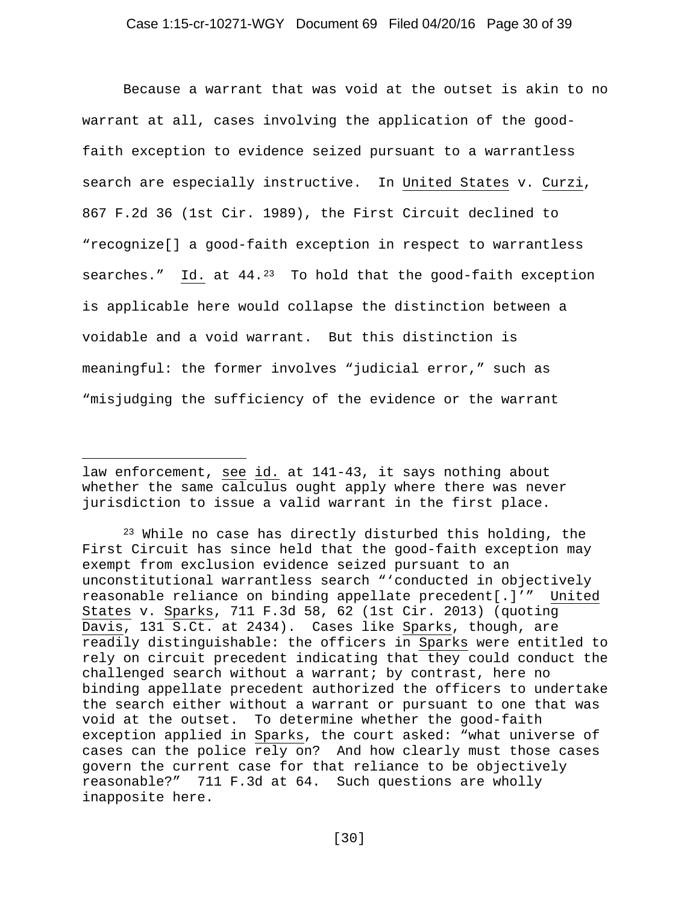Because a warrant that was void at the outset is akin to no warrant at all, cases involving the application of the good-faith exception to evidence seized pursuant to a warrantless search are especially instructive. In United States v. Curzi, 867 F.2d 36 (1st Cir. 1989), the First Circuit declined to "recognize[] a good-faith exception in respect to warrantless searches." Id. at 44.[23] To hold that the good-faith exception is applicable here would collapse the distinction between a voidable and a void warrant. But this distinction is meaningful: the former involves "judicial error," such as "misjudging the sufficiency of the evidence or the warrant

---

law enforcement, see id. at 141-43, it says nothing about whether the same calculus ought apply where there was never jurisdiction to issue a valid warrant in the first place.

[23] While no case has directly disturbed this holding, the First Circuit has since held that the good-faith exception may exempt from exclusion evidence seized pursuant to an unconstitutional warrantless search "'conducted in objectively reasonable reliance on binding appellate precedent[.]'" United States v. Sparks, 711 F.3d 58, 62 (1st Cir. 2013) (quoting Davis, 131 S.Ct. at 2434). Cases like Sparks, though, are readily distinguishable: the officers in Sparks were entitled to rely on circuit precedent indicating that they could conduct the challenged search without a warrant; by contrast, here no binding appellate precedent authorized the officers to undertake the search either without a warrant or pursuant to one that was void at the outset. To determine whether the good-faith exception applied in Sparks, the court asked: "what universe of cases can the police rely on? And how clearly must those cases govern the current case for that reliance to be objectively reasonable?" 711 F.3d at 64. Such questions are wholly inapposite here.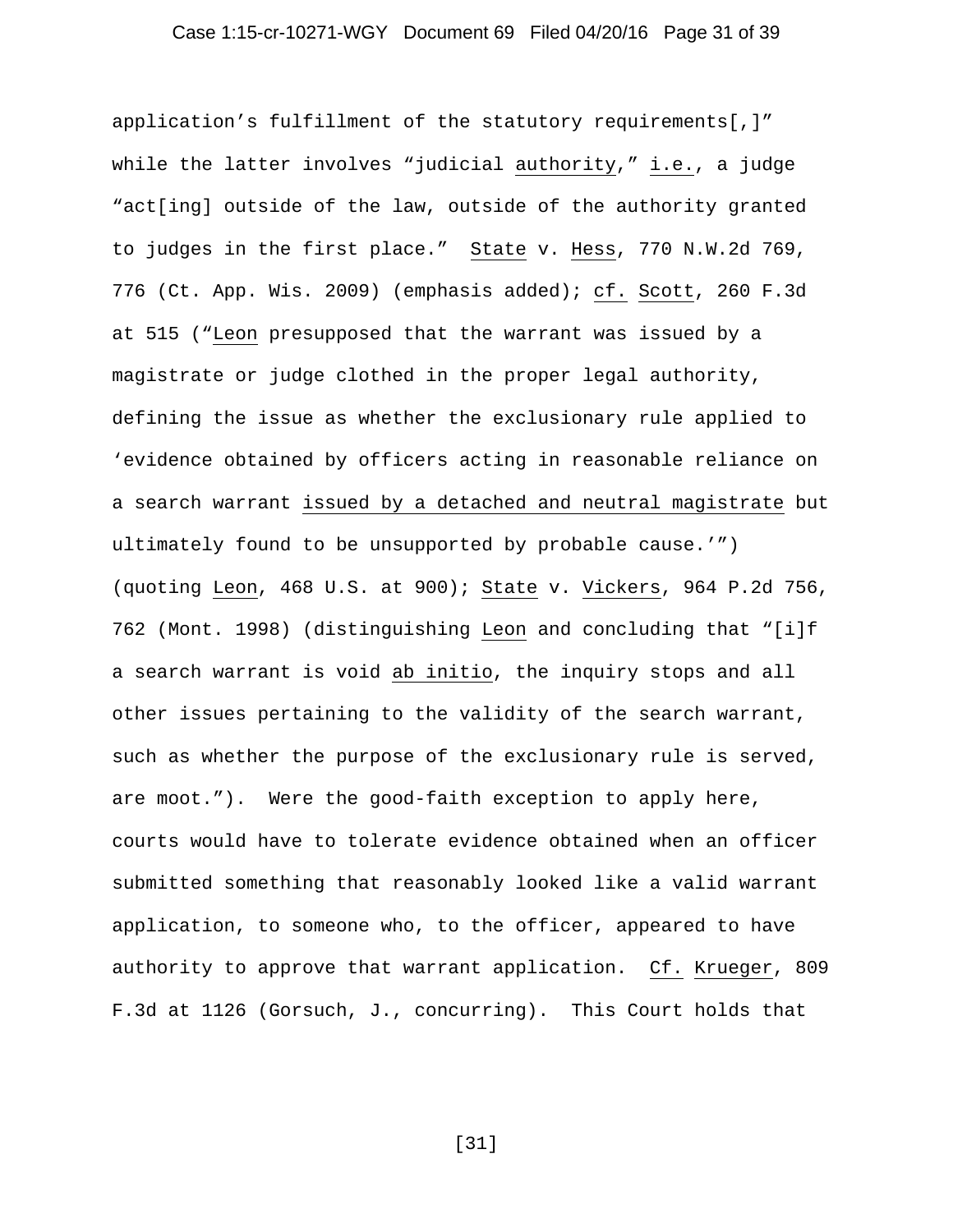application's fulfillment of the statutory requirements[,]" while the latter involves "judicial authority," i.e., a judge "act[ing] outside of the law, outside of the authority granted to judges in the first place." State v. Hess, 770 N.W.2d 769, 776 (Ct. App. Wis. 2009) (emphasis added); cf. Scott, 260 F.3d at 515 ("Leon presupposed that the warrant was issued by a magistrate or judge clothed in the proper legal authority, defining the issue as whether the exclusionary rule applied to 'evidence obtained by officers acting in reasonable reliance on a search warrant issued by a detached and neutral magistrate but ultimately found to be unsupported by probable cause.'") (quoting Leon, 468 U.S. at 900); State v. Vickers, 964 P.2d 756, 762 (Mont. 1998) (distinguishing Leon and concluding that "[i]f a search warrant is void ab initio, the inquiry stops and all other issues pertaining to the validity of the search warrant, such as whether the purpose of the exclusionary rule is served, are moot."). Were the good-faith exception to apply here, courts would have to tolerate evidence obtained when an officer submitted something that reasonably looked like a valid warrant application, to someone who, to the officer, appeared to have authority to approve that warrant application. Cf. Krueger, 809 F.3d at 1126 (Gorsuch, J., concurring). This Court holds that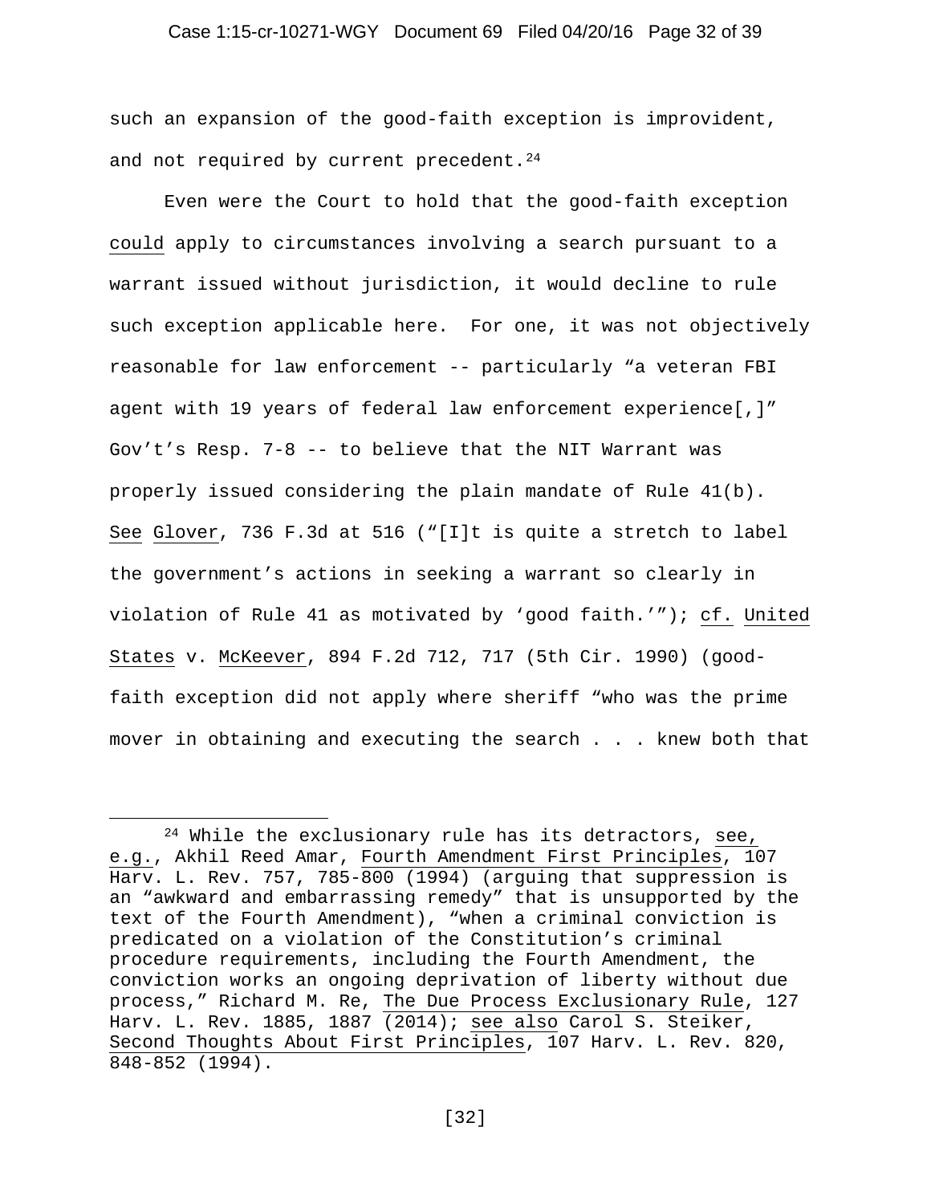such an expansion of the good-faith exception is improvident, and not required by current precedent.[24]

Even were the Court to hold that the good-faith exception could apply to circumstances involving a search pursuant to a warrant issued without jurisdiction, it would decline to rule such exception applicable here. For one, it was not objectively reasonable for law enforcement -- particularly "a veteran FBI agent with 19 years of federal law enforcement experience[,]" Gov't's Resp. 7-8 -- to believe that the NIT Warrant was properly issued considering the plain mandate of Rule 41(b). See Glover, 736 F.3d at 516 ("[I]t is quite a stretch to label the government's actions in seeking a warrant so clearly in violation of Rule 41 as motivated by 'good faith.'"); cf. United States v. McKeever, 894 F.2d 712, 717 (5th Cir. 1990) (good-faith exception did not apply where sheriff "who was the prime mover in obtaining and executing the search . . . knew both that

---

[24] While the exclusionary rule has its detractors, see, e.g., Akhil Reed Amar, Fourth Amendment First Principles, 107 Harv. L. Rev. 757, 785-800 (1994) (arguing that suppression is an "awkward and embarrassing remedy" that is unsupported by the text of the Fourth Amendment), "when a criminal conviction is predicated on a violation of the Constitution's criminal procedure requirements, including the Fourth Amendment, the conviction works an ongoing deprivation of liberty without due process," Richard M. Re, The Due Process Exclusionary Rule, 127 Harv. L. Rev. 1885, 1887 (2014); see also Carol S. Steiker, Second Thoughts About First Principles, 107 Harv. L. Rev. 820, 848-852 (1994).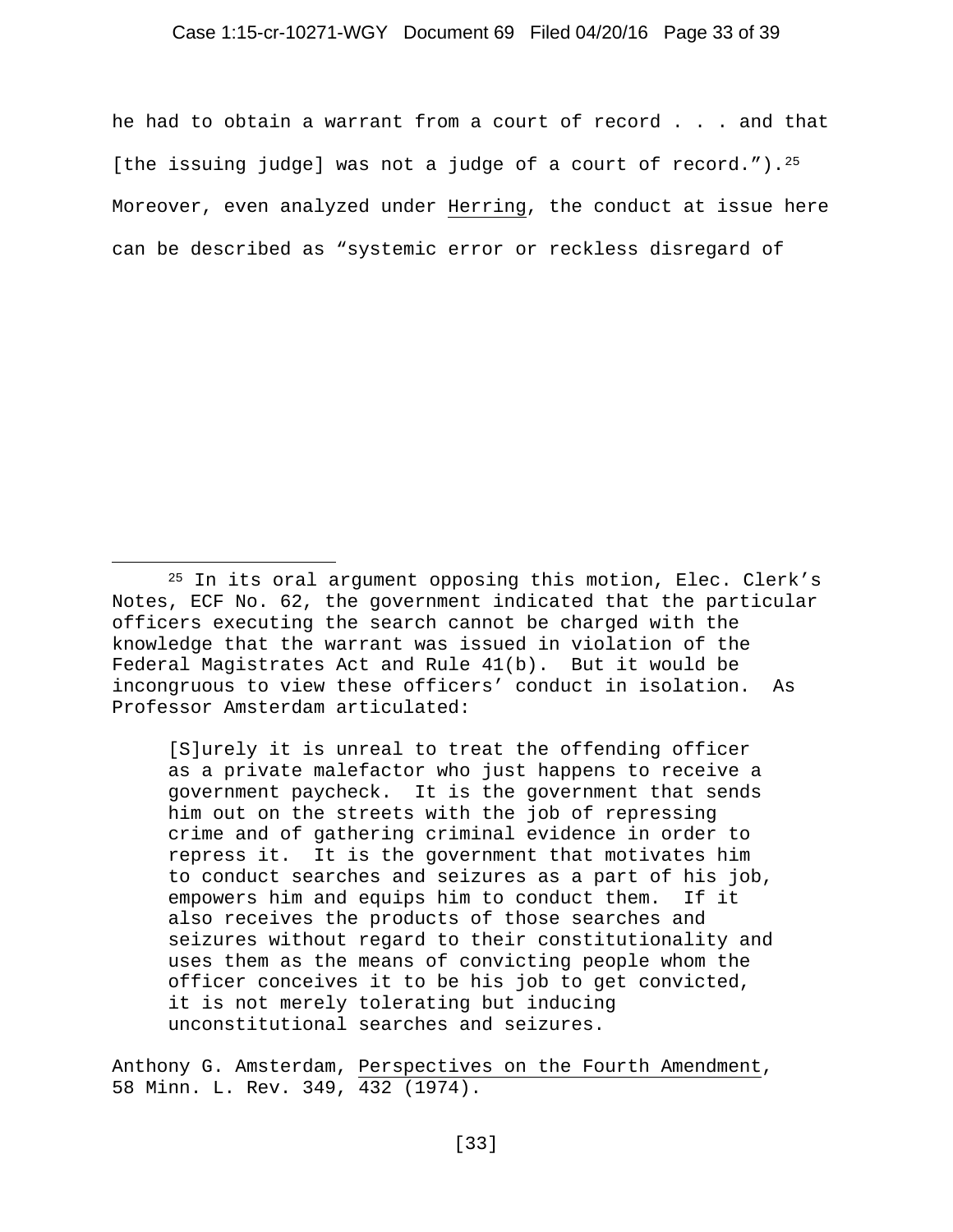he had to obtain a warrant from a court of record . . . and that [the issuing judge] was not a judge of a court of record.").[25] Moreover, even analyzed under Herring, the conduct at issue here can be described as "systemic error or reckless disregard of

---

[25] In its oral argument opposing this motion, Elec. Clerk's Notes, ECF No. 62, the government indicated that the particular officers executing the search cannot be charged with the knowledge that the warrant was issued in violation of the Federal Magistrates Act and Rule 41(b). But it would be incongruous to view these officers' conduct in isolation. As Professor Amsterdam articulated:

> [S]urely it is unreal to treat the offending officer as a private malefactor who just happens to receive a government paycheck. It is the government that sends him out on the streets with the job of repressing crime and of gathering criminal evidence in order to repress it. It is the government that motivates him to conduct searches and seizures as a part of his job, empowers him and equips him to conduct them. If it also receives the products of those searches and seizures without regard to their constitutionality and uses them as the means of convicting people whom the officer conceives it to be his job to get convicted, it is not merely tolerating but inducing unconstitutional searches and seizures.

Anthony G. Amsterdam, Perspectives on the Fourth Amendment, 58 Minn. L. Rev. 349, 432 (1974).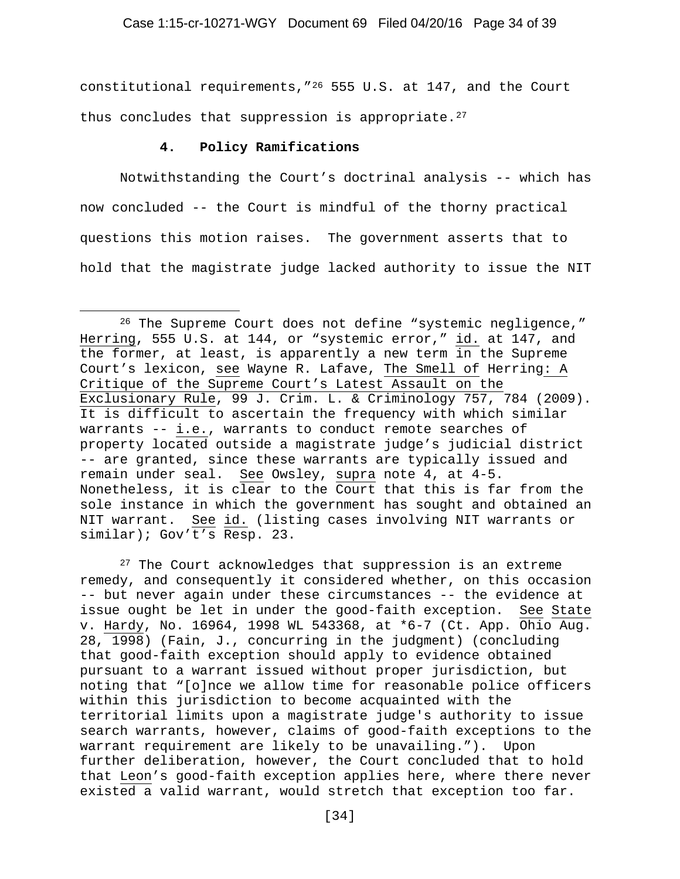constitutional requirements,"[26] 555 U.S. at 147, and the Court thus concludes that suppression is appropriate.[27]

**4. Policy Ramifications**

Notwithstanding the Court's doctrinal analysis -- which has now concluded -- the Court is mindful of the thorny practical questions this motion raises. The government asserts that to hold that the magistrate judge lacked authority to issue the NIT

---

[26] The Supreme Court does not define "systemic negligence," Herring, 555 U.S. at 144, or "systemic error," id. at 147, and the former, at least, is apparently a new term in the Supreme Court's lexicon, see Wayne R. Lafave, The Smell of Herring: A Critique of the Supreme Court's Latest Assault on the Exclusionary Rule, 99 J. Crim. L. & Criminology 757, 784 (2009). It is difficult to ascertain the frequency with which similar warrants -- i.e., warrants to conduct remote searches of property located outside a magistrate judge's judicial district -- are granted, since these warrants are typically issued and remain under seal. See Owsley, supra note 4, at 4-5. Nonetheless, it is clear to the Court that this is far from the sole instance in which the government has sought and obtained an NIT warrant. See id. (listing cases involving NIT warrants or similar); Gov't's Resp. 23.

[27] The Court acknowledges that suppression is an extreme remedy, and consequently it considered whether, on this occasion -- but never again under these circumstances -- the evidence at issue ought be let in under the good-faith exception. See State v. Hardy, No. 16964, 1998 WL 543368, at *6-7 (Ct. App. Ohio Aug. 28, 1998) (Fain, J., concurring in the judgment) (concluding that good-faith exception should apply to evidence obtained pursuant to a warrant issued without proper jurisdiction, but noting that "[o]nce we allow time for reasonable police officers within this jurisdiction to become acquainted with the territorial limits upon a magistrate judge's authority to issue search warrants, however, claims of good-faith exceptions to the warrant requirement are likely to be unavailing."). Upon further deliberation, however, the Court concluded that to hold that Leon's good-faith exception applies here, where there never existed a valid warrant, would stretch that exception too far.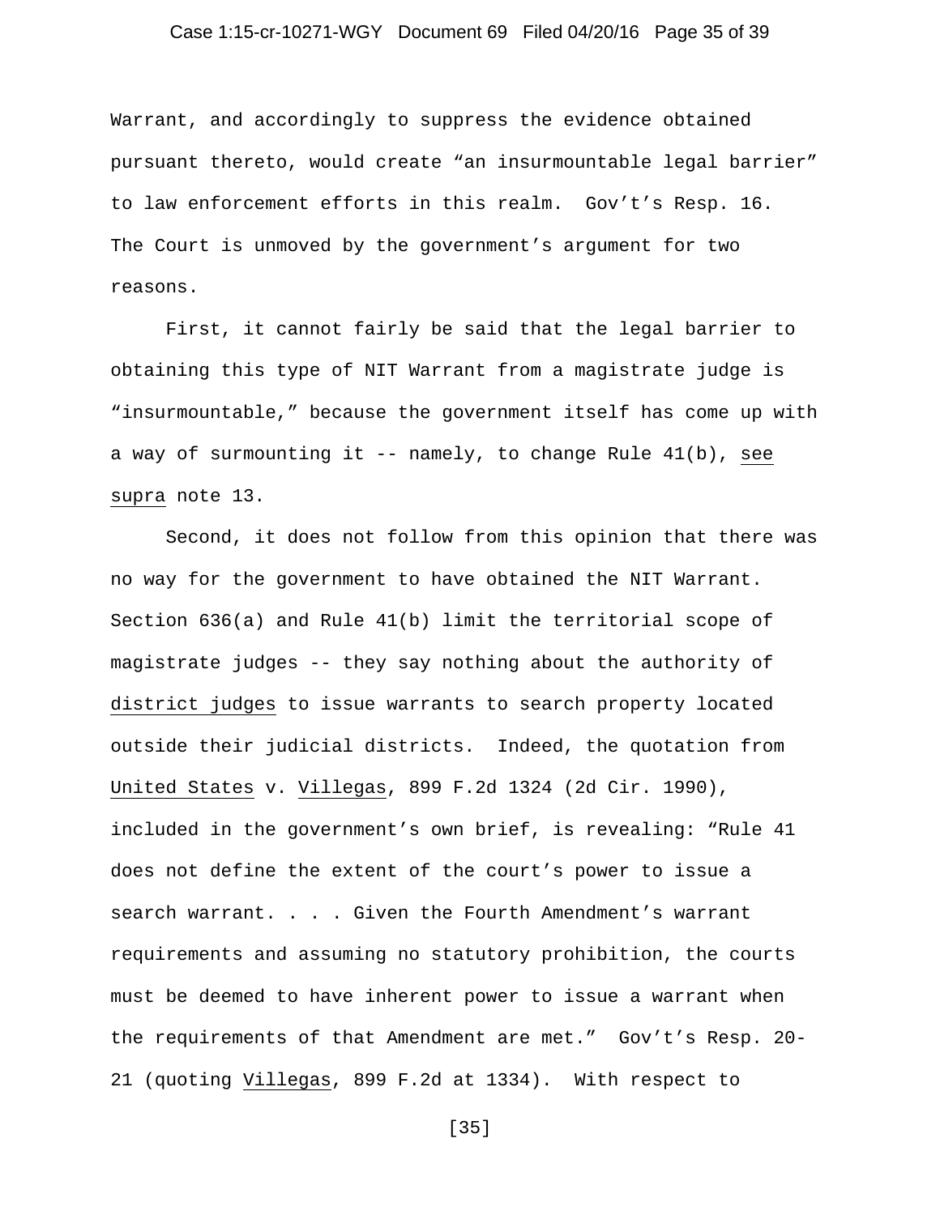Warrant, and accordingly to suppress the evidence obtained pursuant thereto, would create “an insurmountable legal barrier” to law enforcement efforts in this realm. Gov’t’s Resp. 16. The Court is unmoved by the government’s argument for two reasons.

First, it cannot fairly be said that the legal barrier to obtaining this type of NIT Warrant from a magistrate judge is “insurmountable,” because the government itself has come up with a way of surmounting it -- namely, to change Rule 41(b), see supra note 13.

Second, it does not follow from this opinion that there was no way for the government to have obtained the NIT Warrant. Section 636(a) and Rule 41(b) limit the territorial scope of magistrate judges -- they say nothing about the authority of district judges to issue warrants to search property located outside their judicial districts. Indeed, the quotation from United States v. Villegas, 899 F.2d 1324 (2d Cir. 1990), included in the government’s own brief, is revealing: “Rule 41 does not define the extent of the court’s power to issue a search warrant. . . . Given the Fourth Amendment’s warrant requirements and assuming no statutory prohibition, the courts must be deemed to have inherent power to issue a warrant when the requirements of that Amendment are met.” Gov’t’s Resp. 20-21 (quoting Villegas, 899 F.2d at 1334). With respect to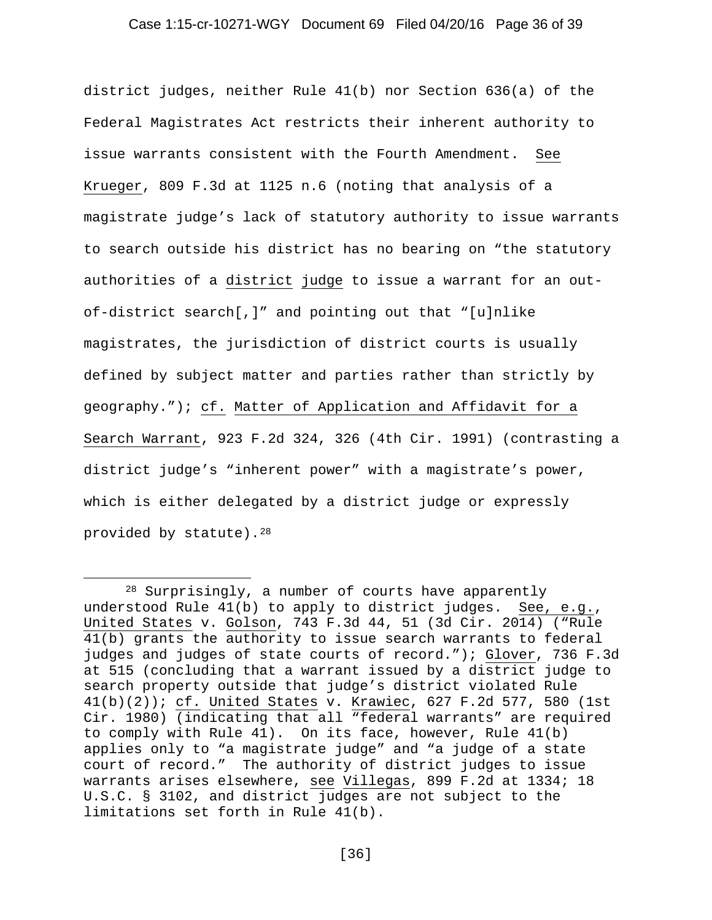district judges, neither Rule 41(b) nor Section 636(a) of the Federal Magistrates Act restricts their inherent authority to issue warrants consistent with the Fourth Amendment. See Krueger, 809 F.3d at 1125 n.6 (noting that analysis of a magistrate judge's lack of statutory authority to issue warrants to search outside his district has no bearing on "the statutory authorities of a district judge to issue a warrant for an out-of-district search[,]" and pointing out that "[u]nlike magistrates, the jurisdiction of district courts is usually defined by subject matter and parties rather than strictly by geography."); cf. Matter of Application and Affidavit for a Search Warrant, 923 F.2d 324, 326 (4th Cir. 1991) (contrasting a district judge's "inherent power" with a magistrate's power, which is either delegated by a district judge or expressly provided by statute).[28]

---

[28] Surprisingly, a number of courts have apparently understood Rule 41(b) to apply to district judges. See, e.g., United States v. Golson, 743 F.3d 44, 51 (3d Cir. 2014) ("Rule 41(b) grants the authority to issue search warrants to federal judges and judges of state courts of record."); Glover, 736 F.3d at 515 (concluding that a warrant issued by a district judge to search property outside that judge's district violated Rule 41(b)(2)); cf. United States v. Krawiec, 627 F.2d 577, 580 (1st Cir. 1980) (indicating that all "federal warrants" are required to comply with Rule 41). On its face, however, Rule 41(b) applies only to "a magistrate judge" and "a judge of a state court of record." The authority of district judges to issue warrants arises elsewhere, see Villegas, 899 F.2d at 1334; 18 U.S.C. § 3102, and district judges are not subject to the limitations set forth in Rule 41(b).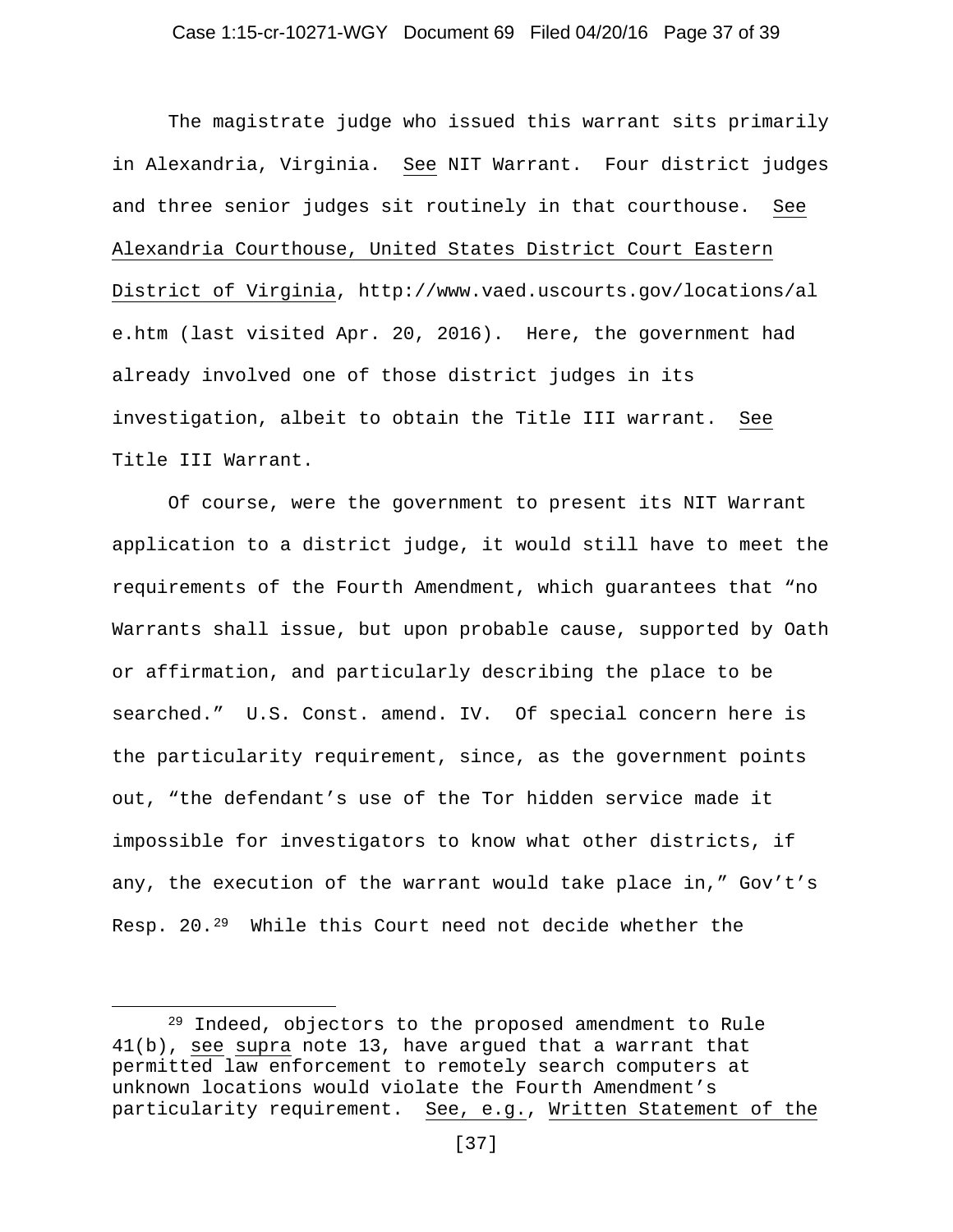The magistrate judge who issued this warrant sits primarily in Alexandria, Virginia. See NIT Warrant. Four district judges and three senior judges sit routinely in that courthouse. See Alexandria Courthouse, United States District Court Eastern District of Virginia, http://www.vaed.uscourts.gov/locations/ale.htm (last visited Apr. 20, 2016). Here, the government had already involved one of those district judges in its investigation, albeit to obtain the Title III warrant. See Title III Warrant.

Of course, were the government to present its NIT Warrant application to a district judge, it would still have to meet the requirements of the Fourth Amendment, which guarantees that "no Warrants shall issue, but upon probable cause, supported by Oath or affirmation, and particularly describing the place to be searched." U.S. Const. amend. IV. Of special concern here is the particularity requirement, since, as the government points out, "the defendant's use of the Tor hidden service made it impossible for investigators to know what other districts, if any, the execution of the warrant would take place in," Gov't's Resp. 20.[29] While this Court need not decide whether the

[29] Indeed, objectors to the proposed amendment to Rule 41(b), see supra note 13, have argued that a warrant that permitted law enforcement to remotely search computers at unknown locations would violate the Fourth Amendment's particularity requirement. See, e.g., Written Statement of the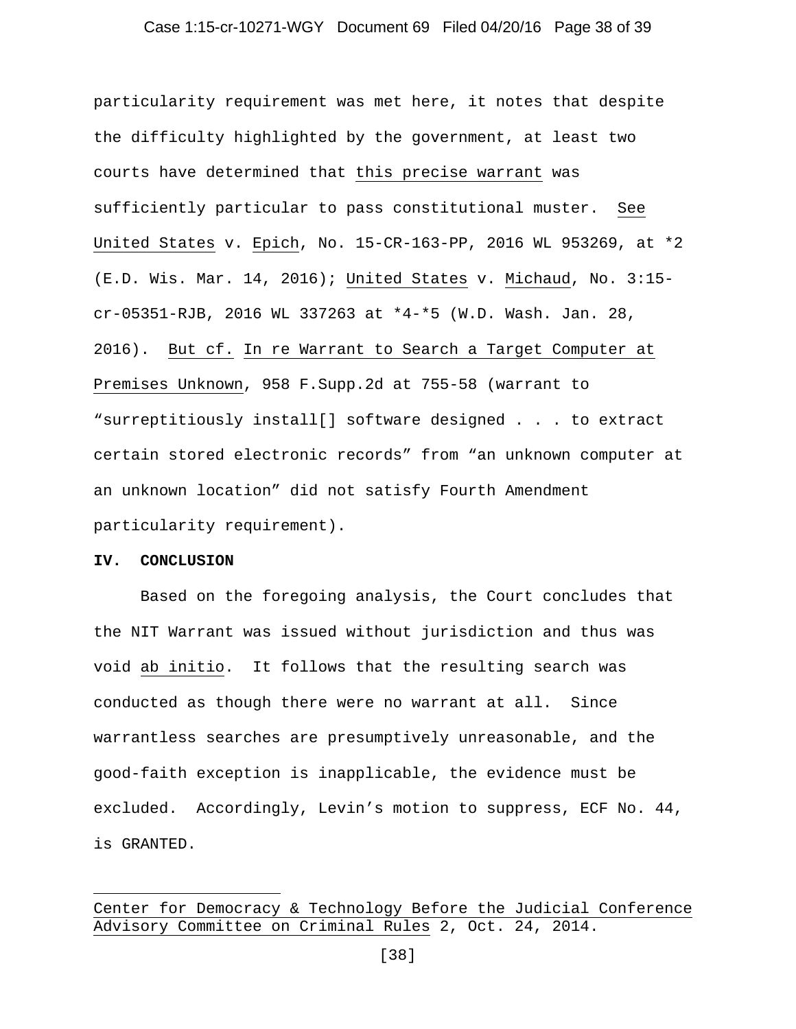particularity requirement was met here, it notes that despite the difficulty highlighted by the government, at least two courts have determined that this precise warrant was sufficiently particular to pass constitutional muster. See United States v. Epich, No. 15-CR-163-PP, 2016 WL 953269, at *2 (E.D. Wis. Mar. 14, 2016); United States v. Michaud, No. 3:15-cr-05351-RJB, 2016 WL 337263 at *4-*5 (W.D. Wash. Jan. 28, 2016). But cf. In re Warrant to Search a Target Computer at Premises Unknown, 958 F.Supp.2d at 755-58 (warrant to "surreptitiously install[] software designed . . . to extract certain stored electronic records" from "an unknown computer at an unknown location" did not satisfy Fourth Amendment particularity requirement).

**IV. CONCLUSION**

Based on the foregoing analysis, the Court concludes that the NIT Warrant was issued without jurisdiction and thus was void ab initio. It follows that the resulting search was conducted as though there were no warrant at all. Since warrantless searches are presumptively unreasonable, and the good-faith exception is inapplicable, the evidence must be excluded. Accordingly, Levin's motion to suppress, ECF No. 44, is GRANTED.

---

Center for Democracy & Technology Before the Judicial Conference Advisory Committee on Criminal Rules 2, Oct. 24, 2014.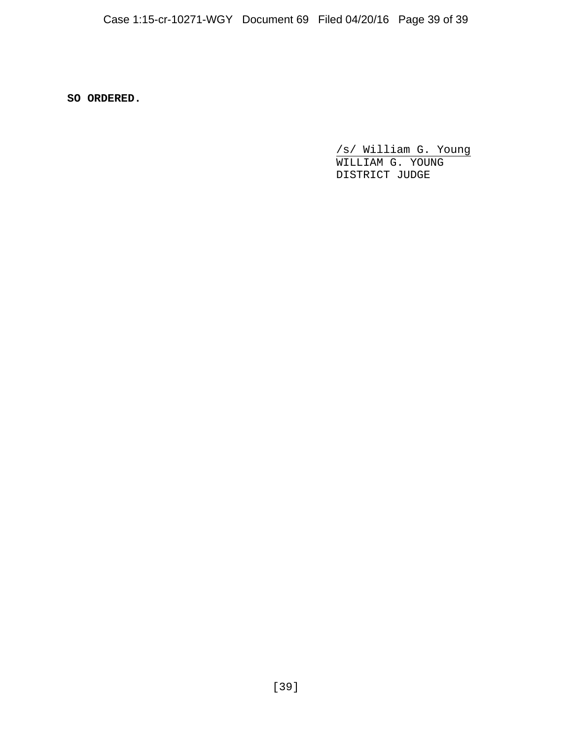**SO ORDERED.**

/s/ William G. Young
WILLIAM G. YOUNG
DISTRICT JUDGE